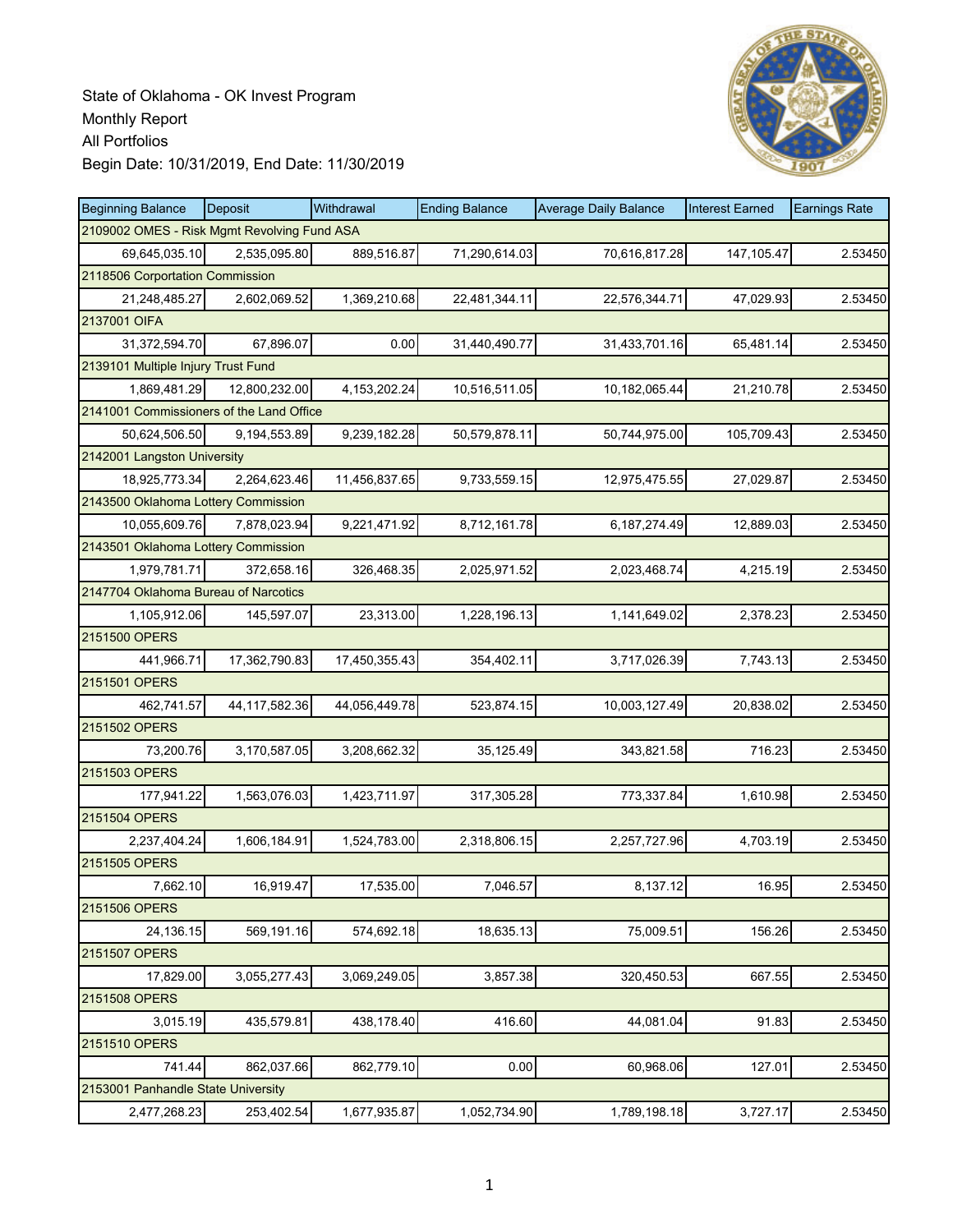State of Oklahoma - OK Invest Program
Monthly Report
All Portfolios
Begin Date: 10/31/2019, End Date: 11/30/2019

| Beginning Balance | Deposit | Withdrawal | Ending Balance | Average Daily Balance | Interest Earned | Earnings Rate |
|---|---|---|---|---|---|---|
| 2109002 OMES - Risk Mgmt Revolving Fund ASA | | | | | | |
| 69,645,035.10 | 2,535,095.80 | 889,516.87 | 71,290,614.03 | 70,616,817.28 | 147,105.47 | 2.53450 |
| 2118506 Corportation Commission | | | | | | |
| 21,248,485.27 | 2,602,069.52 | 1,369,210.68 | 22,481,344.11 | 22,576,344.71 | 47,029.93 | 2.53450 |
| 2137001 OIFA | | | | | | |
| 31,372,594.70 | 67,896.07 | 0.00 | 31,440,490.77 | 31,433,701.16 | 65,481.14 | 2.53450 |
| 2139101 Multiple Injury Trust Fund | | | | | | |
| 1,869,481.29 | 12,800,232.00 | 4,153,202.24 | 10,516,511.05 | 10,182,065.44 | 21,210.78 | 2.53450 |
| 2141001 Commissioners of the Land Office | | | | | | |
| 50,624,506.50 | 9,194,553.89 | 9,239,182.28 | 50,579,878.11 | 50,744,975.00 | 105,709.43 | 2.53450 |
| 2142001 Langston University | | | | | | |
| 18,925,773.34 | 2,264,623.46 | 11,456,837.65 | 9,733,559.15 | 12,975,475.55 | 27,029.87 | 2.53450 |
| 2143500 Oklahoma Lottery Commission | | | | | | |
| 10,055,609.76 | 7,878,023.94 | 9,221,471.92 | 8,712,161.78 | 6,187,274.49 | 12,889.03 | 2.53450 |
| 2143501 Oklahoma Lottery Commission | | | | | | |
| 1,979,781.71 | 372,658.16 | 326,468.35 | 2,025,971.52 | 2,023,468.74 | 4,215.19 | 2.53450 |
| 2147704 Oklahoma Bureau of Narcotics | | | | | | |
| 1,105,912.06 | 145,597.07 | 23,313.00 | 1,228,196.13 | 1,141,649.02 | 2,378.23 | 2.53450 |
| 2151500 OPERS | | | | | | |
| 441,966.71 | 17,362,790.83 | 17,450,355.43 | 354,402.11 | 3,717,026.39 | 7,743.13 | 2.53450 |
| 2151501 OPERS | | | | | | |
| 462,741.57 | 44,117,582.36 | 44,056,449.78 | 523,874.15 | 10,003,127.49 | 20,838.02 | 2.53450 |
| 2151502 OPERS | | | | | | |
| 73,200.76 | 3,170,587.05 | 3,208,662.32 | 35,125.49 | 343,821.58 | 716.23 | 2.53450 |
| 2151503 OPERS | | | | | | |
| 177,941.22 | 1,563,076.03 | 1,423,711.97 | 317,305.28 | 773,337.84 | 1,610.98 | 2.53450 |
| 2151504 OPERS | | | | | | |
| 2,237,404.24 | 1,606,184.91 | 1,524,783.00 | 2,318,806.15 | 2,257,727.96 | 4,703.19 | 2.53450 |
| 2151505 OPERS | | | | | | |
| 7,662.10 | 16,919.47 | 17,535.00 | 7,046.57 | 8,137.12 | 16.95 | 2.53450 |
| 2151506 OPERS | | | | | | |
| 24,136.15 | 569,191.16 | 574,692.18 | 18,635.13 | 75,009.51 | 156.26 | 2.53450 |
| 2151507 OPERS | | | | | | |
| 17,829.00 | 3,055,277.43 | 3,069,249.05 | 3,857.38 | 320,450.53 | 667.55 | 2.53450 |
| 2151508 OPERS | | | | | | |
| 3,015.19 | 435,579.81 | 438,178.40 | 416.60 | 44,081.04 | 91.83 | 2.53450 |
| 2151510 OPERS | | | | | | |
| 741.44 | 862,037.66 | 862,779.10 | 0.00 | 60,968.06 | 127.01 | 2.53450 |
| 2153001 Panhandle State University | | | | | | |
| 2,477,268.23 | 253,402.54 | 1,677,935.87 | 1,052,734.90 | 1,789,198.18 | 3,727.17 | 2.53450 |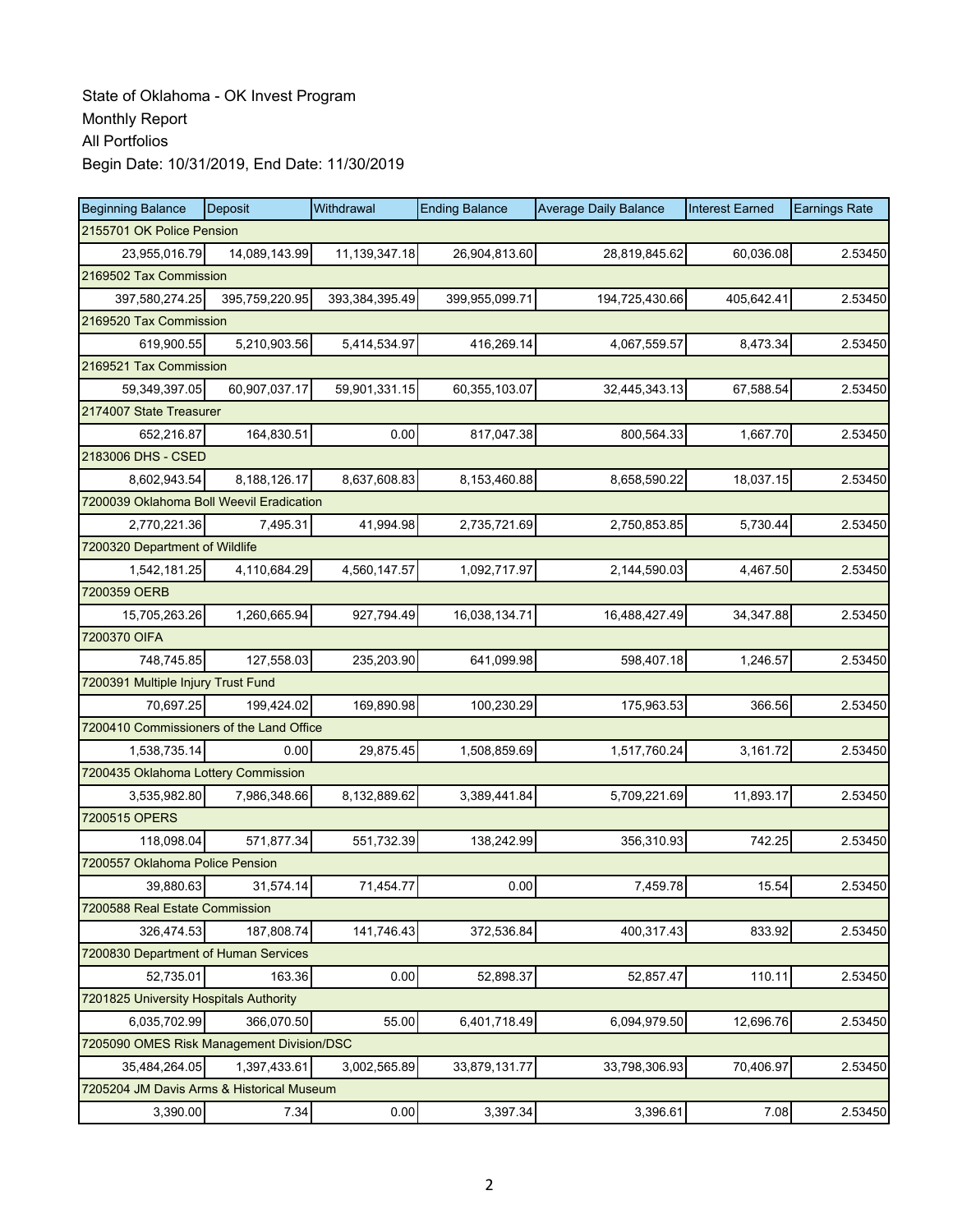State of Oklahoma - OK Invest Program
Monthly Report
All Portfolios
Begin Date: 10/31/2019, End Date: 11/30/2019

| Beginning Balance | Deposit | Withdrawal | Ending Balance | Average Daily Balance | Interest Earned | Earnings Rate |
|---|---|---|---|---|---|---|
| 2155701 OK Police Pension | | | | | | |
| 23,955,016.79 | 14,089,143.99 | 11,139,347.18 | 26,904,813.60 | 28,819,845.62 | 60,036.08 | 2.53450 |
| 2169502 Tax Commission | | | | | | |
| 397,580,274.25 | 395,759,220.95 | 393,384,395.49 | 399,955,099.71 | 194,725,430.66 | 405,642.41 | 2.53450 |
| 2169520 Tax Commission | | | | | | |
| 619,900.55 | 5,210,903.56 | 5,414,534.97 | 416,269.14 | 4,067,559.57 | 8,473.34 | 2.53450 |
| 2169521 Tax Commission | | | | | | |
| 59,349,397.05 | 60,907,037.17 | 59,901,331.15 | 60,355,103.07 | 32,445,343.13 | 67,588.54 | 2.53450 |
| 2174007 State Treasurer | | | | | | |
| 652,216.87 | 164,830.51 | 0.00 | 817,047.38 | 800,564.33 | 1,667.70 | 2.53450 |
| 2183006 DHS - CSED | | | | | | |
| 8,602,943.54 | 8,188,126.17 | 8,637,608.83 | 8,153,460.88 | 8,658,590.22 | 18,037.15 | 2.53450 |
| 7200039 Oklahoma Boll Weevil Eradication | | | | | | |
| 2,770,221.36 | 7,495.31 | 41,994.98 | 2,735,721.69 | 2,750,853.85 | 5,730.44 | 2.53450 |
| 7200320 Department of Wildlife | | | | | | |
| 1,542,181.25 | 4,110,684.29 | 4,560,147.57 | 1,092,717.97 | 2,144,590.03 | 4,467.50 | 2.53450 |
| 7200359 OERB | | | | | | |
| 15,705,263.26 | 1,260,665.94 | 927,794.49 | 16,038,134.71 | 16,488,427.49 | 34,347.88 | 2.53450 |
| 7200370 OIFA | | | | | | |
| 748,745.85 | 127,558.03 | 235,203.90 | 641,099.98 | 598,407.18 | 1,246.57 | 2.53450 |
| 7200391 Multiple Injury Trust Fund | | | | | | |
| 70,697.25 | 199,424.02 | 169,890.98 | 100,230.29 | 175,963.53 | 366.56 | 2.53450 |
| 7200410 Commissioners of the Land Office | | | | | | |
| 1,538,735.14 | 0.00 | 29,875.45 | 1,508,859.69 | 1,517,760.24 | 3,161.72 | 2.53450 |
| 7200435 Oklahoma Lottery Commission | | | | | | |
| 3,535,982.80 | 7,986,348.66 | 8,132,889.62 | 3,389,441.84 | 5,709,221.69 | 11,893.17 | 2.53450 |
| 7200515 OPERS | | | | | | |
| 118,098.04 | 571,877.34 | 551,732.39 | 138,242.99 | 356,310.93 | 742.25 | 2.53450 |
| 7200557 Oklahoma Police Pension | | | | | | |
| 39,880.63 | 31,574.14 | 71,454.77 | 0.00 | 7,459.78 | 15.54 | 2.53450 |
| 7200588 Real Estate Commission | | | | | | |
| 326,474.53 | 187,808.74 | 141,746.43 | 372,536.84 | 400,317.43 | 833.92 | 2.53450 |
| 7200830 Department of Human Services | | | | | | |
| 52,735.01 | 163.36 | 0.00 | 52,898.37 | 52,857.47 | 110.11 | 2.53450 |
| 7201825 University Hospitals Authority | | | | | | |
| 6,035,702.99 | 366,070.50 | 55.00 | 6,401,718.49 | 6,094,979.50 | 12,696.76 | 2.53450 |
| 7205090 OMES Risk Management Division/DSC | | | | | | |
| 35,484,264.05 | 1,397,433.61 | 3,002,565.89 | 33,879,131.77 | 33,798,306.93 | 70,406.97 | 2.53450 |
| 7205204 JM Davis Arms & Historical Museum | | | | | | |
| 3,390.00 | 7.34 | 0.00 | 3,397.34 | 3,396.61 | 7.08 | 2.53450 |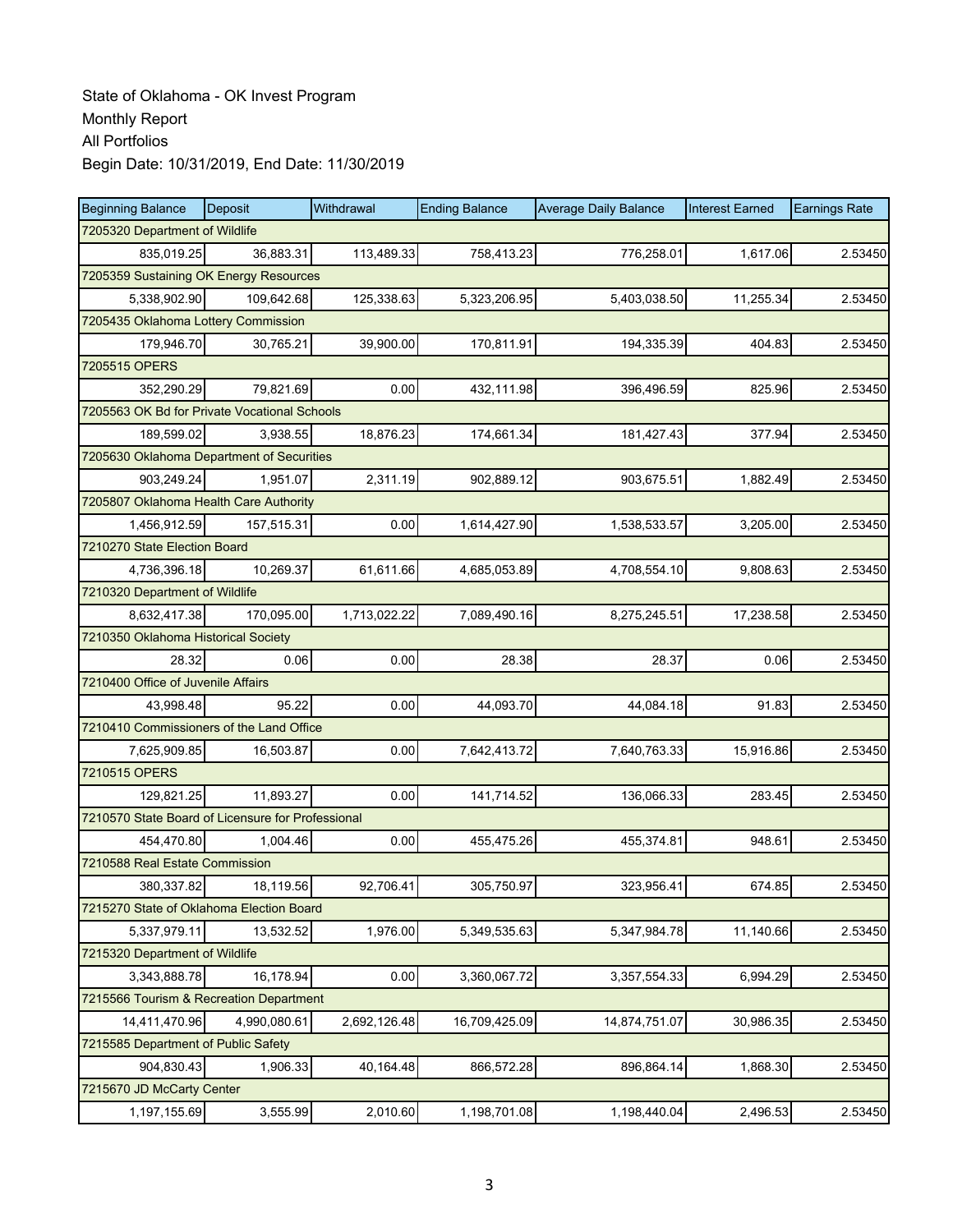State of Oklahoma - OK Invest Program
Monthly Report
All Portfolios
Begin Date: 10/31/2019, End Date: 11/30/2019

| Beginning Balance | Deposit | Withdrawal | Ending Balance | Average Daily Balance | Interest Earned | Earnings Rate |
|---|---|---|---|---|---|---|
| 7205320 Department of Wildlife | | | | | | |
| 835,019.25 | 36,883.31 | 113,489.33 | 758,413.23 | 776,258.01 | 1,617.06 | 2.53450 |
| 7205359 Sustaining OK Energy Resources | | | | | | |
| 5,338,902.90 | 109,642.68 | 125,338.63 | 5,323,206.95 | 5,403,038.50 | 11,255.34 | 2.53450 |
| 7205435 Oklahoma Lottery Commission | | | | | | |
| 179,946.70 | 30,765.21 | 39,900.00 | 170,811.91 | 194,335.39 | 404.83 | 2.53450 |
| 7205515 OPERS | | | | | | |
| 352,290.29 | 79,821.69 | 0.00 | 432,111.98 | 396,496.59 | 825.96 | 2.53450 |
| 7205563 OK Bd for Private Vocational Schools | | | | | | |
| 189,599.02 | 3,938.55 | 18,876.23 | 174,661.34 | 181,427.43 | 377.94 | 2.53450 |
| 7205630 Oklahoma Department of Securities | | | | | | |
| 903,249.24 | 1,951.07 | 2,311.19 | 902,889.12 | 903,675.51 | 1,882.49 | 2.53450 |
| 7205807 Oklahoma Health Care Authority | | | | | | |
| 1,456,912.59 | 157,515.31 | 0.00 | 1,614,427.90 | 1,538,533.57 | 3,205.00 | 2.53450 |
| 7210270 State Election Board | | | | | | |
| 4,736,396.18 | 10,269.37 | 61,611.66 | 4,685,053.89 | 4,708,554.10 | 9,808.63 | 2.53450 |
| 7210320 Department of Wildlife | | | | | | |
| 8,632,417.38 | 170,095.00 | 1,713,022.22 | 7,089,490.16 | 8,275,245.51 | 17,238.58 | 2.53450 |
| 7210350 Oklahoma Historical Society | | | | | | |
| 28.32 | 0.06 | 0.00 | 28.38 | 28.37 | 0.06 | 2.53450 |
| 7210400 Office of Juvenile Affairs | | | | | | |
| 43,998.48 | 95.22 | 0.00 | 44,093.70 | 44,084.18 | 91.83 | 2.53450 |
| 7210410 Commissioners of the Land Office | | | | | | |
| 7,625,909.85 | 16,503.87 | 0.00 | 7,642,413.72 | 7,640,763.33 | 15,916.86 | 2.53450 |
| 7210515 OPERS | | | | | | |
| 129,821.25 | 11,893.27 | 0.00 | 141,714.52 | 136,066.33 | 283.45 | 2.53450 |
| 7210570 State Board of Licensure for Professional | | | | | | |
| 454,470.80 | 1,004.46 | 0.00 | 455,475.26 | 455,374.81 | 948.61 | 2.53450 |
| 7210588 Real Estate Commission | | | | | | |
| 380,337.82 | 18,119.56 | 92,706.41 | 305,750.97 | 323,956.41 | 674.85 | 2.53450 |
| 7215270 State of Oklahoma Election Board | | | | | | |
| 5,337,979.11 | 13,532.52 | 1,976.00 | 5,349,535.63 | 5,347,984.78 | 11,140.66 | 2.53450 |
| 7215320 Department of Wildlife | | | | | | |
| 3,343,888.78 | 16,178.94 | 0.00 | 3,360,067.72 | 3,357,554.33 | 6,994.29 | 2.53450 |
| 7215566 Tourism & Recreation Department | | | | | | |
| 14,411,470.96 | 4,990,080.61 | 2,692,126.48 | 16,709,425.09 | 14,874,751.07 | 30,986.35 | 2.53450 |
| 7215585 Department of Public Safety | | | | | | |
| 904,830.43 | 1,906.33 | 40,164.48 | 866,572.28 | 896,864.14 | 1,868.30 | 2.53450 |
| 7215670 JD McCarty Center | | | | | | |
| 1,197,155.69 | 3,555.99 | 2,010.60 | 1,198,701.08 | 1,198,440.04 | 2,496.53 | 2.53450 |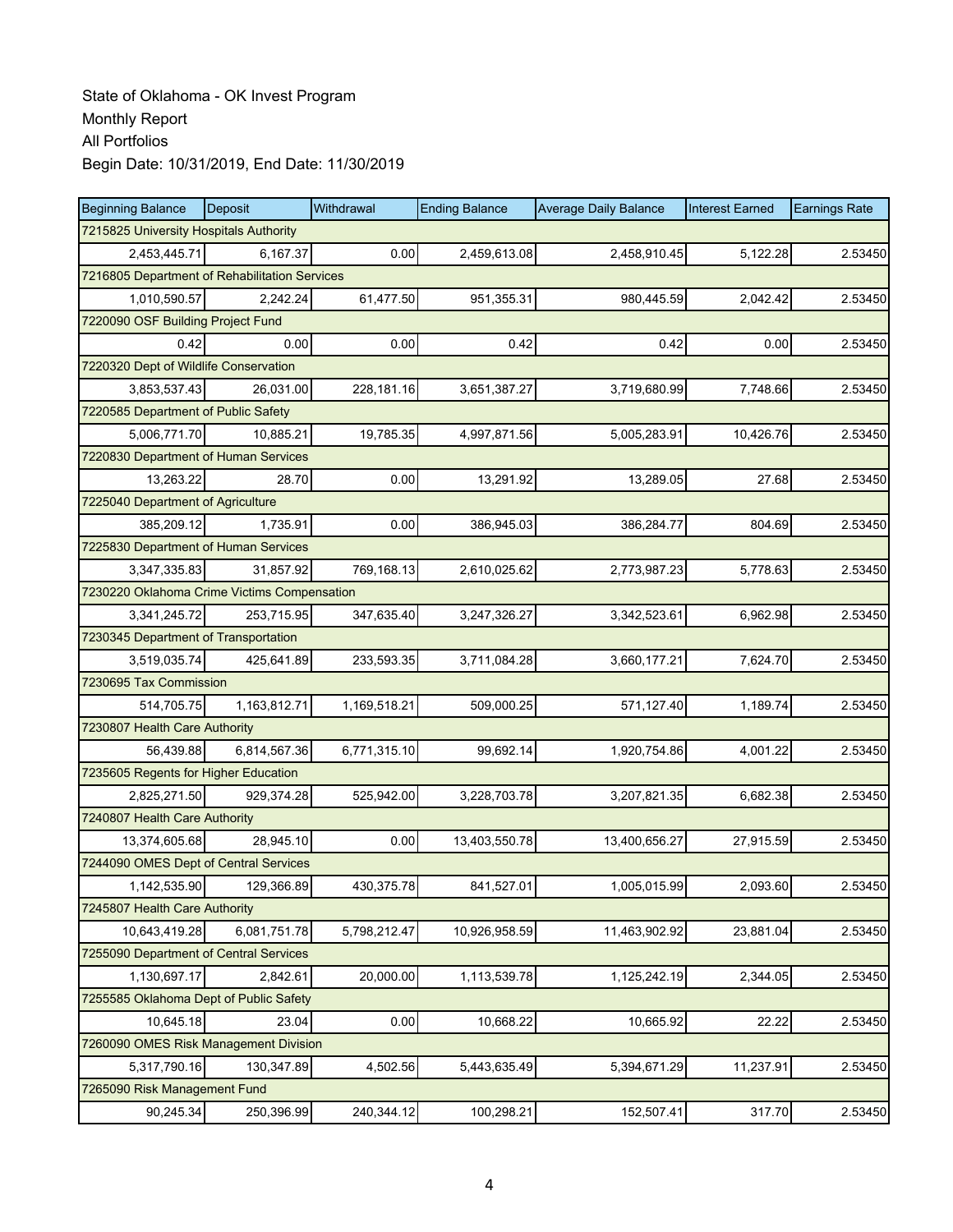State of Oklahoma - OK Invest Program
Monthly Report
All Portfolios
Begin Date: 10/31/2019, End Date: 11/30/2019

| Beginning Balance | Deposit | Withdrawal | Ending Balance | Average Daily Balance | Interest Earned | Earnings Rate |
|---|---|---|---|---|---|---|
| 7215825 University Hospitals Authority | | | | | | |
| 2,453,445.71 | 6,167.37 | 0.00 | 2,459,613.08 | 2,458,910.45 | 5,122.28 | 2.53450 |
| 7216805 Department of Rehabilitation Services | | | | | | |
| 1,010,590.57 | 2,242.24 | 61,477.50 | 951,355.31 | 980,445.59 | 2,042.42 | 2.53450 |
| 7220090 OSF Building Project Fund | | | | | | |
| 0.42 | 0.00 | 0.00 | 0.42 | 0.42 | 0.00 | 2.53450 |
| 7220320 Dept of Wildlife Conservation | | | | | | |
| 3,853,537.43 | 26,031.00 | 228,181.16 | 3,651,387.27 | 3,719,680.99 | 7,748.66 | 2.53450 |
| 7220585 Department of Public Safety | | | | | | |
| 5,006,771.70 | 10,885.21 | 19,785.35 | 4,997,871.56 | 5,005,283.91 | 10,426.76 | 2.53450 |
| 7220830 Department of Human Services | | | | | | |
| 13,263.22 | 28.70 | 0.00 | 13,291.92 | 13,289.05 | 27.68 | 2.53450 |
| 7225040 Department of Agriculture | | | | | | |
| 385,209.12 | 1,735.91 | 0.00 | 386,945.03 | 386,284.77 | 804.69 | 2.53450 |
| 7225830 Department of Human Services | | | | | | |
| 3,347,335.83 | 31,857.92 | 769,168.13 | 2,610,025.62 | 2,773,987.23 | 5,778.63 | 2.53450 |
| 7230220 Oklahoma Crime Victims Compensation | | | | | | |
| 3,341,245.72 | 253,715.95 | 347,635.40 | 3,247,326.27 | 3,342,523.61 | 6,962.98 | 2.53450 |
| 7230345 Department of Transportation | | | | | | |
| 3,519,035.74 | 425,641.89 | 233,593.35 | 3,711,084.28 | 3,660,177.21 | 7,624.70 | 2.53450 |
| 7230695 Tax Commission | | | | | | |
| 514,705.75 | 1,163,812.71 | 1,169,518.21 | 509,000.25 | 571,127.40 | 1,189.74 | 2.53450 |
| 7230807 Health Care Authority | | | | | | |
| 56,439.88 | 6,814,567.36 | 6,771,315.10 | 99,692.14 | 1,920,754.86 | 4,001.22 | 2.53450 |
| 7235605 Regents for Higher Education | | | | | | |
| 2,825,271.50 | 929,374.28 | 525,942.00 | 3,228,703.78 | 3,207,821.35 | 6,682.38 | 2.53450 |
| 7240807 Health Care Authority | | | | | | |
| 13,374,605.68 | 28,945.10 | 0.00 | 13,403,550.78 | 13,400,656.27 | 27,915.59 | 2.53450 |
| 7244090 OMES Dept of Central Services | | | | | | |
| 1,142,535.90 | 129,366.89 | 430,375.78 | 841,527.01 | 1,005,015.99 | 2,093.60 | 2.53450 |
| 7245807 Health Care Authority | | | | | | |
| 10,643,419.28 | 6,081,751.78 | 5,798,212.47 | 10,926,958.59 | 11,463,902.92 | 23,881.04 | 2.53450 |
| 7255090 Department of Central Services | | | | | | |
| 1,130,697.17 | 2,842.61 | 20,000.00 | 1,113,539.78 | 1,125,242.19 | 2,344.05 | 2.53450 |
| 7255585 Oklahoma Dept of Public Safety | | | | | | |
| 10,645.18 | 23.04 | 0.00 | 10,668.22 | 10,665.92 | 22.22 | 2.53450 |
| 7260090 OMES Risk Management Division | | | | | | |
| 5,317,790.16 | 130,347.89 | 4,502.56 | 5,443,635.49 | 5,394,671.29 | 11,237.91 | 2.53450 |
| 7265090 Risk Management Fund | | | | | | |
| 90,245.34 | 250,396.99 | 240,344.12 | 100,298.21 | 152,507.41 | 317.70 | 2.53450 |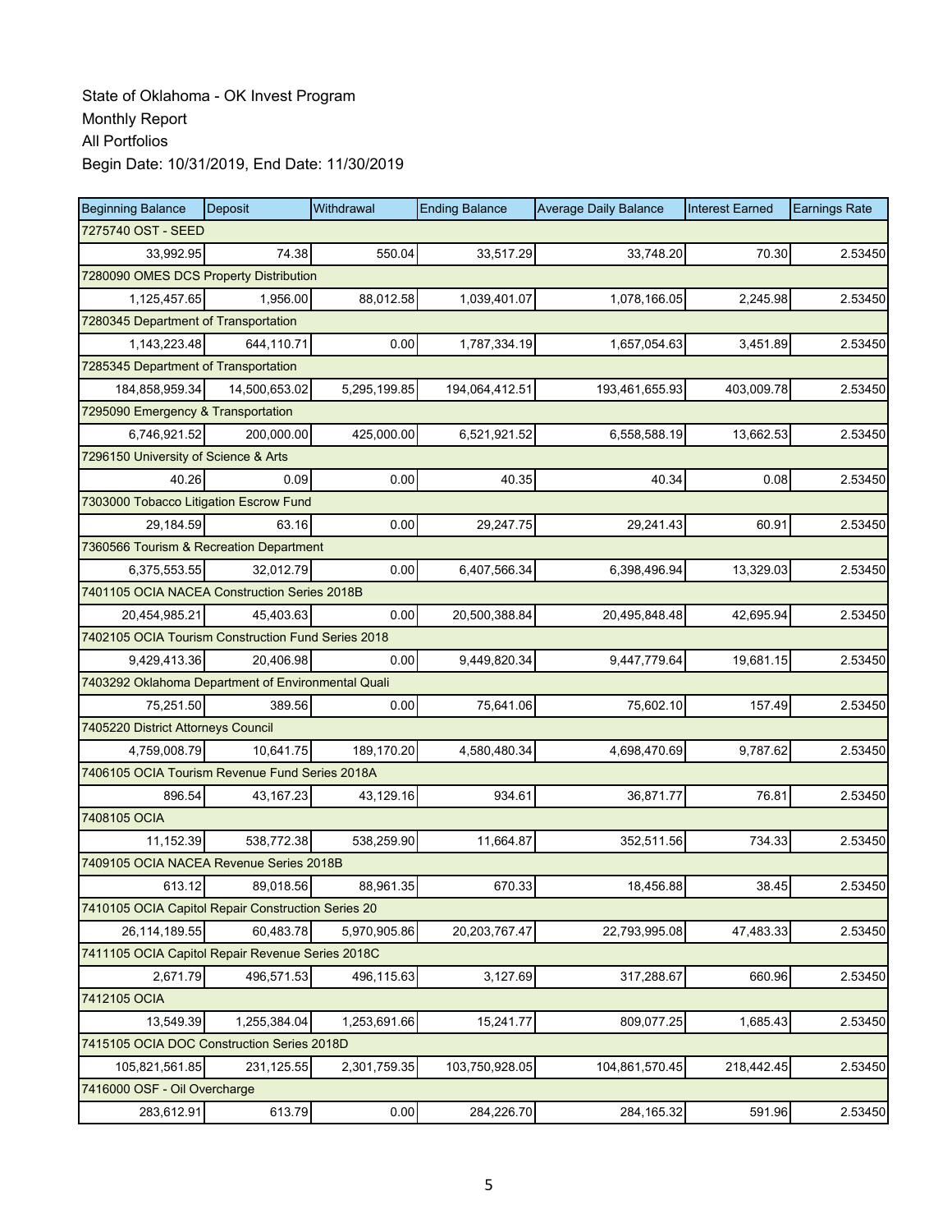State of Oklahoma - OK Invest Program
Monthly Report
All Portfolios
Begin Date: 10/31/2019, End Date: 11/30/2019

| Beginning Balance | Deposit | Withdrawal | Ending Balance | Average Daily Balance | Interest Earned | Earnings Rate |
|---|---|---|---|---|---|---|
| 7275740 OST - SEED | | | | | | |
| 33,992.95 | 74.38 | 550.04 | 33,517.29 | 33,748.20 | 70.30 | 2.53450 |
| 7280090 OMES DCS Property Distribution | | | | | | |
| 1,125,457.65 | 1,956.00 | 88,012.58 | 1,039,401.07 | 1,078,166.05 | 2,245.98 | 2.53450 |
| 7280345 Department of Transportation | | | | | | |
| 1,143,223.48 | 644,110.71 | 0.00 | 1,787,334.19 | 1,657,054.63 | 3,451.89 | 2.53450 |
| 7285345 Department of Transportation | | | | | | |
| 184,858,959.34 | 14,500,653.02 | 5,295,199.85 | 194,064,412.51 | 193,461,655.93 | 403,009.78 | 2.53450 |
| 7295090 Emergency & Transportation | | | | | | |
| 6,746,921.52 | 200,000.00 | 425,000.00 | 6,521,921.52 | 6,558,588.19 | 13,662.53 | 2.53450 |
| 7296150 University of Science & Arts | | | | | | |
| 40.26 | 0.09 | 0.00 | 40.35 | 40.34 | 0.08 | 2.53450 |
| 7303000 Tobacco Litigation Escrow Fund | | | | | | |
| 29,184.59 | 63.16 | 0.00 | 29,247.75 | 29,241.43 | 60.91 | 2.53450 |
| 7360566 Tourism & Recreation Department | | | | | | |
| 6,375,553.55 | 32,012.79 | 0.00 | 6,407,566.34 | 6,398,496.94 | 13,329.03 | 2.53450 |
| 7401105 OCIA NACEA Construction Series 2018B | | | | | | |
| 20,454,985.21 | 45,403.63 | 0.00 | 20,500,388.84 | 20,495,848.48 | 42,695.94 | 2.53450 |
| 7402105 OCIA Tourism Construction Fund Series 2018 | | | | | | |
| 9,429,413.36 | 20,406.98 | 0.00 | 9,449,820.34 | 9,447,779.64 | 19,681.15 | 2.53450 |
| 7403292 Oklahoma Department of Environmental Quali | | | | | | |
| 75,251.50 | 389.56 | 0.00 | 75,641.06 | 75,602.10 | 157.49 | 2.53450 |
| 7405220 District Attorneys Council | | | | | | |
| 4,759,008.79 | 10,641.75 | 189,170.20 | 4,580,480.34 | 4,698,470.69 | 9,787.62 | 2.53450 |
| 7406105 OCIA Tourism Revenue Fund Series 2018A | | | | | | |
| 896.54 | 43,167.23 | 43,129.16 | 934.61 | 36,871.77 | 76.81 | 2.53450 |
| 7408105 OCIA | | | | | | |
| 11,152.39 | 538,772.38 | 538,259.90 | 11,664.87 | 352,511.56 | 734.33 | 2.53450 |
| 7409105 OCIA NACEA Revenue Series 2018B | | | | | | |
| 613.12 | 89,018.56 | 88,961.35 | 670.33 | 18,456.88 | 38.45 | 2.53450 |
| 7410105 OCIA Capitol Repair Construction Series 20 | | | | | | |
| 26,114,189.55 | 60,483.78 | 5,970,905.86 | 20,203,767.47 | 22,793,995.08 | 47,483.33 | 2.53450 |
| 7411105 OCIA Capitol Repair Revenue Series 2018C | | | | | | |
| 2,671.79 | 496,571.53 | 496,115.63 | 3,127.69 | 317,288.67 | 660.96 | 2.53450 |
| 7412105 OCIA | | | | | | |
| 13,549.39 | 1,255,384.04 | 1,253,691.66 | 15,241.77 | 809,077.25 | 1,685.43 | 2.53450 |
| 7415105 OCIA DOC Construction Series 2018D | | | | | | |
| 105,821,561.85 | 231,125.55 | 2,301,759.35 | 103,750,928.05 | 104,861,570.45 | 218,442.45 | 2.53450 |
| 7416000 OSF - Oil Overcharge | | | | | | |
| 283,612.91 | 613.79 | 0.00 | 284,226.70 | 284,165.32 | 591.96 | 2.53450 |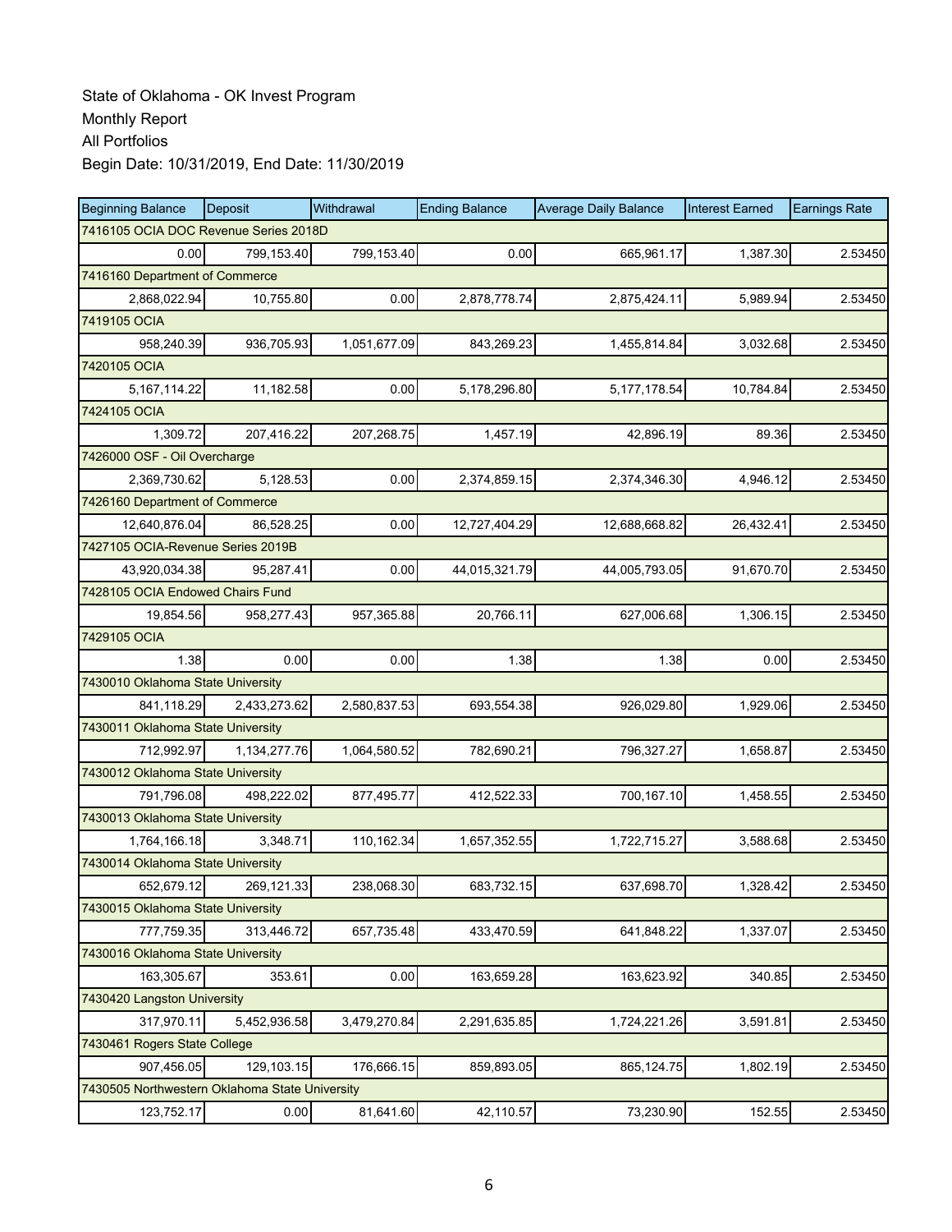State of Oklahoma - OK Invest Program
Monthly Report
All Portfolios
Begin Date: 10/31/2019, End Date: 11/30/2019

| Beginning Balance | Deposit | Withdrawal | Ending Balance | Average Daily Balance | Interest Earned | Earnings Rate |
|---|---|---|---|---|---|---|
| 7416105 OCIA DOC Revenue Series 2018D | | | | | | |
| 0.00 | 799,153.40 | 799,153.40 | 0.00 | 665,961.17 | 1,387.30 | 2.53450 |
| 7416160 Department of Commerce | | | | | | |
| 2,868,022.94 | 10,755.80 | 0.00 | 2,878,778.74 | 2,875,424.11 | 5,989.94 | 2.53450 |
| 7419105 OCIA | | | | | | |
| 958,240.39 | 936,705.93 | 1,051,677.09 | 843,269.23 | 1,455,814.84 | 3,032.68 | 2.53450 |
| 7420105 OCIA | | | | | | |
| 5,167,114.22 | 11,182.58 | 0.00 | 5,178,296.80 | 5,177,178.54 | 10,784.84 | 2.53450 |
| 7424105 OCIA | | | | | | |
| 1,309.72 | 207,416.22 | 207,268.75 | 1,457.19 | 42,896.19 | 89.36 | 2.53450 |
| 7426000 OSF - Oil Overcharge | | | | | | |
| 2,369,730.62 | 5,128.53 | 0.00 | 2,374,859.15 | 2,374,346.30 | 4,946.12 | 2.53450 |
| 7426160 Department of Commerce | | | | | | |
| 12,640,876.04 | 86,528.25 | 0.00 | 12,727,404.29 | 12,688,668.82 | 26,432.41 | 2.53450 |
| 7427105 OCIA-Revenue Series 2019B | | | | | | |
| 43,920,034.38 | 95,287.41 | 0.00 | 44,015,321.79 | 44,005,793.05 | 91,670.70 | 2.53450 |
| 7428105 OCIA Endowed Chairs Fund | | | | | | |
| 19,854.56 | 958,277.43 | 957,365.88 | 20,766.11 | 627,006.68 | 1,306.15 | 2.53450 |
| 7429105 OCIA | | | | | | |
| 1.38 | 0.00 | 0.00 | 1.38 | 1.38 | 0.00 | 2.53450 |
| 7430010 Oklahoma State University | | | | | | |
| 841,118.29 | 2,433,273.62 | 2,580,837.53 | 693,554.38 | 926,029.80 | 1,929.06 | 2.53450 |
| 7430011 Oklahoma State University | | | | | | |
| 712,992.97 | 1,134,277.76 | 1,064,580.52 | 782,690.21 | 796,327.27 | 1,658.87 | 2.53450 |
| 7430012 Oklahoma State University | | | | | | |
| 791,796.08 | 498,222.02 | 877,495.77 | 412,522.33 | 700,167.10 | 1,458.55 | 2.53450 |
| 7430013 Oklahoma State University | | | | | | |
| 1,764,166.18 | 3,348.71 | 110,162.34 | 1,657,352.55 | 1,722,715.27 | 3,588.68 | 2.53450 |
| 7430014 Oklahoma State University | | | | | | |
| 652,679.12 | 269,121.33 | 238,068.30 | 683,732.15 | 637,698.70 | 1,328.42 | 2.53450 |
| 7430015 Oklahoma State University | | | | | | |
| 777,759.35 | 313,446.72 | 657,735.48 | 433,470.59 | 641,848.22 | 1,337.07 | 2.53450 |
| 7430016 Oklahoma State University | | | | | | |
| 163,305.67 | 353.61 | 0.00 | 163,659.28 | 163,623.92 | 340.85 | 2.53450 |
| 7430420 Langston University | | | | | | |
| 317,970.11 | 5,452,936.58 | 3,479,270.84 | 2,291,635.85 | 1,724,221.26 | 3,591.81 | 2.53450 |
| 7430461 Rogers State College | | | | | | |
| 907,456.05 | 129,103.15 | 176,666.15 | 859,893.05 | 865,124.75 | 1,802.19 | 2.53450 |
| 7430505 Northwestern Oklahoma State University | | | | | | |
| 123,752.17 | 0.00 | 81,641.60 | 42,110.57 | 73,230.90 | 152.55 | 2.53450 |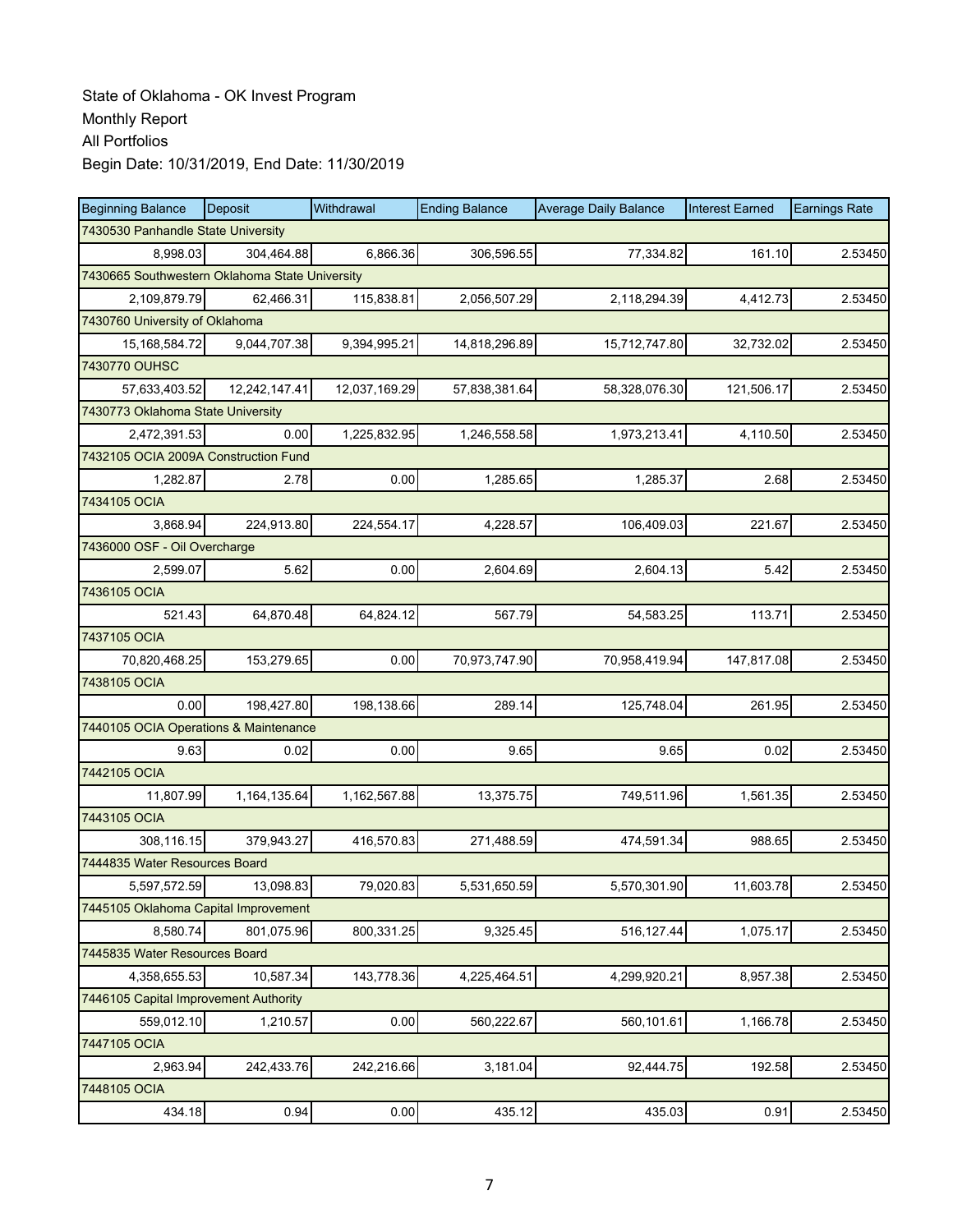State of Oklahoma - OK Invest Program
Monthly Report
All Portfolios
Begin Date: 10/31/2019, End Date: 11/30/2019

| Beginning Balance | Deposit | Withdrawal | Ending Balance | Average Daily Balance | Interest Earned | Earnings Rate |
|---|---|---|---|---|---|---|
| 7430530 Panhandle State University | | | | | | |
| 8,998.03 | 304,464.88 | 6,866.36 | 306,596.55 | 77,334.82 | 161.10 | 2.53450 |
| 7430665 Southwestern Oklahoma State University | | | | | | |
| 2,109,879.79 | 62,466.31 | 115,838.81 | 2,056,507.29 | 2,118,294.39 | 4,412.73 | 2.53450 |
| 7430760 University of Oklahoma | | | | | | |
| 15,168,584.72 | 9,044,707.38 | 9,394,995.21 | 14,818,296.89 | 15,712,747.80 | 32,732.02 | 2.53450 |
| 7430770 OUHSC | | | | | | |
| 57,633,403.52 | 12,242,147.41 | 12,037,169.29 | 57,838,381.64 | 58,328,076.30 | 121,506.17 | 2.53450 |
| 7430773 Oklahoma State University | | | | | | |
| 2,472,391.53 | 0.00 | 1,225,832.95 | 1,246,558.58 | 1,973,213.41 | 4,110.50 | 2.53450 |
| 7432105 OCIA 2009A Construction Fund | | | | | | |
| 1,282.87 | 2.78 | 0.00 | 1,285.65 | 1,285.37 | 2.68 | 2.53450 |
| 7434105 OCIA | | | | | | |
| 3,868.94 | 224,913.80 | 224,554.17 | 4,228.57 | 106,409.03 | 221.67 | 2.53450 |
| 7436000 OSF - Oil Overcharge | | | | | | |
| 2,599.07 | 5.62 | 0.00 | 2,604.69 | 2,604.13 | 5.42 | 2.53450 |
| 7436105 OCIA | | | | | | |
| 521.43 | 64,870.48 | 64,824.12 | 567.79 | 54,583.25 | 113.71 | 2.53450 |
| 7437105 OCIA | | | | | | |
| 70,820,468.25 | 153,279.65 | 0.00 | 70,973,747.90 | 70,958,419.94 | 147,817.08 | 2.53450 |
| 7438105 OCIA | | | | | | |
| 0.00 | 198,427.80 | 198,138.66 | 289.14 | 125,748.04 | 261.95 | 2.53450 |
| 7440105 OCIA Operations & Maintenance | | | | | | |
| 9.63 | 0.02 | 0.00 | 9.65 | 9.65 | 0.02 | 2.53450 |
| 7442105 OCIA | | | | | | |
| 11,807.99 | 1,164,135.64 | 1,162,567.88 | 13,375.75 | 749,511.96 | 1,561.35 | 2.53450 |
| 7443105 OCIA | | | | | | |
| 308,116.15 | 379,943.27 | 416,570.83 | 271,488.59 | 474,591.34 | 988.65 | 2.53450 |
| 7444835 Water Resources Board | | | | | | |
| 5,597,572.59 | 13,098.83 | 79,020.83 | 5,531,650.59 | 5,570,301.90 | 11,603.78 | 2.53450 |
| 7445105 Oklahoma Capital Improvement | | | | | | |
| 8,580.74 | 801,075.96 | 800,331.25 | 9,325.45 | 516,127.44 | 1,075.17 | 2.53450 |
| 7445835 Water Resources Board | | | | | | |
| 4,358,655.53 | 10,587.34 | 143,778.36 | 4,225,464.51 | 4,299,920.21 | 8,957.38 | 2.53450 |
| 7446105 Capital Improvement Authority | | | | | | |
| 559,012.10 | 1,210.57 | 0.00 | 560,222.67 | 560,101.61 | 1,166.78 | 2.53450 |
| 7447105 OCIA | | | | | | |
| 2,963.94 | 242,433.76 | 242,216.66 | 3,181.04 | 92,444.75 | 192.58 | 2.53450 |
| 7448105 OCIA | | | | | | |
| 434.18 | 0.94 | 0.00 | 435.12 | 435.03 | 0.91 | 2.53450 |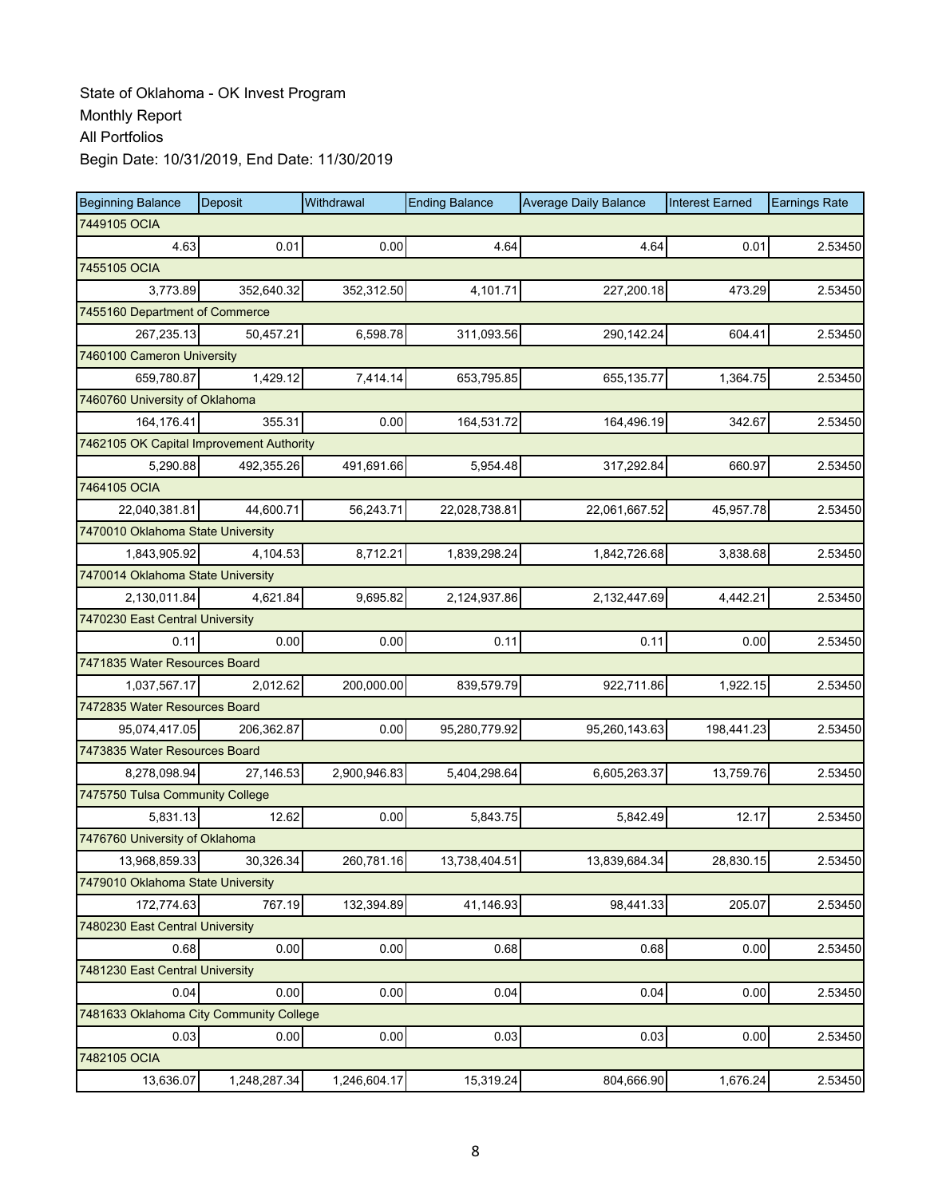State of Oklahoma - OK Invest Program
Monthly Report
All Portfolios
Begin Date: 10/31/2019, End Date: 11/30/2019

| Beginning Balance | Deposit | Withdrawal | Ending Balance | Average Daily Balance | Interest Earned | Earnings Rate |
|---|---|---|---|---|---|---|
| 7449105 OCIA | | | | | | |
| 4.63 | 0.01 | 0.00 | 4.64 | 4.64 | 0.01 | 2.53450 |
| 7455105 OCIA | | | | | | |
| 3,773.89 | 352,640.32 | 352,312.50 | 4,101.71 | 227,200.18 | 473.29 | 2.53450 |
| 7455160 Department of Commerce | | | | | | |
| 267,235.13 | 50,457.21 | 6,598.78 | 311,093.56 | 290,142.24 | 604.41 | 2.53450 |
| 7460100 Cameron University | | | | | | |
| 659,780.87 | 1,429.12 | 7,414.14 | 653,795.85 | 655,135.77 | 1,364.75 | 2.53450 |
| 7460760 University of Oklahoma | | | | | | |
| 164,176.41 | 355.31 | 0.00 | 164,531.72 | 164,496.19 | 342.67 | 2.53450 |
| 7462105 OK Capital Improvement Authority | | | | | | |
| 5,290.88 | 492,355.26 | 491,691.66 | 5,954.48 | 317,292.84 | 660.97 | 2.53450 |
| 7464105 OCIA | | | | | | |
| 22,040,381.81 | 44,600.71 | 56,243.71 | 22,028,738.81 | 22,061,667.52 | 45,957.78 | 2.53450 |
| 7470010 Oklahoma State University | | | | | | |
| 1,843,905.92 | 4,104.53 | 8,712.21 | 1,839,298.24 | 1,842,726.68 | 3,838.68 | 2.53450 |
| 7470014 Oklahoma State University | | | | | | |
| 2,130,011.84 | 4,621.84 | 9,695.82 | 2,124,937.86 | 2,132,447.69 | 4,442.21 | 2.53450 |
| 7470230 East Central University | | | | | | |
| 0.11 | 0.00 | 0.00 | 0.11 | 0.11 | 0.00 | 2.53450 |
| 7471835 Water Resources Board | | | | | | |
| 1,037,567.17 | 2,012.62 | 200,000.00 | 839,579.79 | 922,711.86 | 1,922.15 | 2.53450 |
| 7472835 Water Resources Board | | | | | | |
| 95,074,417.05 | 206,362.87 | 0.00 | 95,280,779.92 | 95,260,143.63 | 198,441.23 | 2.53450 |
| 7473835 Water Resources Board | | | | | | |
| 8,278,098.94 | 27,146.53 | 2,900,946.83 | 5,404,298.64 | 6,605,263.37 | 13,759.76 | 2.53450 |
| 7475750 Tulsa Community College | | | | | | |
| 5,831.13 | 12.62 | 0.00 | 5,843.75 | 5,842.49 | 12.17 | 2.53450 |
| 7476760 University of Oklahoma | | | | | | |
| 13,968,859.33 | 30,326.34 | 260,781.16 | 13,738,404.51 | 13,839,684.34 | 28,830.15 | 2.53450 |
| 7479010 Oklahoma State University | | | | | | |
| 172,774.63 | 767.19 | 132,394.89 | 41,146.93 | 98,441.33 | 205.07 | 2.53450 |
| 7480230 East Central University | | | | | | |
| 0.68 | 0.00 | 0.00 | 0.68 | 0.68 | 0.00 | 2.53450 |
| 7481230 East Central University | | | | | | |
| 0.04 | 0.00 | 0.00 | 0.04 | 0.04 | 0.00 | 2.53450 |
| 7481633 Oklahoma City Community College | | | | | | |
| 0.03 | 0.00 | 0.00 | 0.03 | 0.03 | 0.00 | 2.53450 |
| 7482105 OCIA | | | | | | |
| 13,636.07 | 1,248,287.34 | 1,246,604.17 | 15,319.24 | 804,666.90 | 1,676.24 | 2.53450 |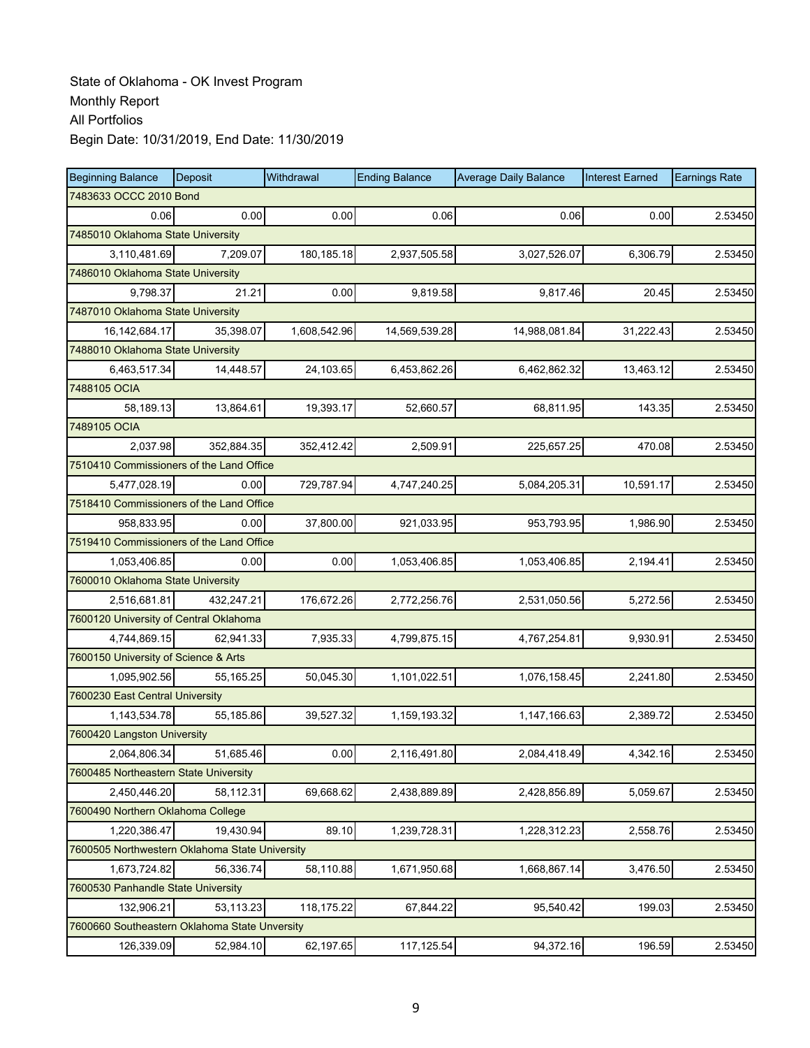State of Oklahoma - OK Invest Program
Monthly Report
All Portfolios
Begin Date: 10/31/2019, End Date: 11/30/2019

| Beginning Balance | Deposit | Withdrawal | Ending Balance | Average Daily Balance | Interest Earned | Earnings Rate |
|---|---|---|---|---|---|---|
| 7483633 OCCC 2010 Bond | | | | | | |
| 0.06 | 0.00 | 0.00 | 0.06 | 0.06 | 0.00 | 2.53450 |
| 7485010 Oklahoma State University | | | | | | |
| 3,110,481.69 | 7,209.07 | 180,185.18 | 2,937,505.58 | 3,027,526.07 | 6,306.79 | 2.53450 |
| 7486010 Oklahoma State University | | | | | | |
| 9,798.37 | 21.21 | 0.00 | 9,819.58 | 9,817.46 | 20.45 | 2.53450 |
| 7487010 Oklahoma State University | | | | | | |
| 16,142,684.17 | 35,398.07 | 1,608,542.96 | 14,569,539.28 | 14,988,081.84 | 31,222.43 | 2.53450 |
| 7488010 Oklahoma State University | | | | | | |
| 6,463,517.34 | 14,448.57 | 24,103.65 | 6,453,862.26 | 6,462,862.32 | 13,463.12 | 2.53450 |
| 7488105 OCIA | | | | | | |
| 58,189.13 | 13,864.61 | 19,393.17 | 52,660.57 | 68,811.95 | 143.35 | 2.53450 |
| 7489105 OCIA | | | | | | |
| 2,037.98 | 352,884.35 | 352,412.42 | 2,509.91 | 225,657.25 | 470.08 | 2.53450 |
| 7510410 Commissioners of the Land Office | | | | | | |
| 5,477,028.19 | 0.00 | 729,787.94 | 4,747,240.25 | 5,084,205.31 | 10,591.17 | 2.53450 |
| 7518410 Commissioners of the Land Office | | | | | | |
| 958,833.95 | 0.00 | 37,800.00 | 921,033.95 | 953,793.95 | 1,986.90 | 2.53450 |
| 7519410 Commissioners of the Land Office | | | | | | |
| 1,053,406.85 | 0.00 | 0.00 | 1,053,406.85 | 1,053,406.85 | 2,194.41 | 2.53450 |
| 7600010 Oklahoma State University | | | | | | |
| 2,516,681.81 | 432,247.21 | 176,672.26 | 2,772,256.76 | 2,531,050.56 | 5,272.56 | 2.53450 |
| 7600120 University of Central Oklahoma | | | | | | |
| 4,744,869.15 | 62,941.33 | 7,935.33 | 4,799,875.15 | 4,767,254.81 | 9,930.91 | 2.53450 |
| 7600150 University of Science & Arts | | | | | | |
| 1,095,902.56 | 55,165.25 | 50,045.30 | 1,101,022.51 | 1,076,158.45 | 2,241.80 | 2.53450 |
| 7600230 East Central University | | | | | | |
| 1,143,534.78 | 55,185.86 | 39,527.32 | 1,159,193.32 | 1,147,166.63 | 2,389.72 | 2.53450 |
| 7600420 Langston University | | | | | | |
| 2,064,806.34 | 51,685.46 | 0.00 | 2,116,491.80 | 2,084,418.49 | 4,342.16 | 2.53450 |
| 7600485 Northeastern State University | | | | | | |
| 2,450,446.20 | 58,112.31 | 69,668.62 | 2,438,889.89 | 2,428,856.89 | 5,059.67 | 2.53450 |
| 7600490 Northern Oklahoma College | | | | | | |
| 1,220,386.47 | 19,430.94 | 89.10 | 1,239,728.31 | 1,228,312.23 | 2,558.76 | 2.53450 |
| 7600505 Northwestern Oklahoma State University | | | | | | |
| 1,673,724.82 | 56,336.74 | 58,110.88 | 1,671,950.68 | 1,668,867.14 | 3,476.50 | 2.53450 |
| 7600530 Panhandle State University | | | | | | |
| 132,906.21 | 53,113.23 | 118,175.22 | 67,844.22 | 95,540.42 | 199.03 | 2.53450 |
| 7600660 Southeastern Oklahoma State Unversity | | | | | | |
| 126,339.09 | 52,984.10 | 62,197.65 | 117,125.54 | 94,372.16 | 196.59 | 2.53450 |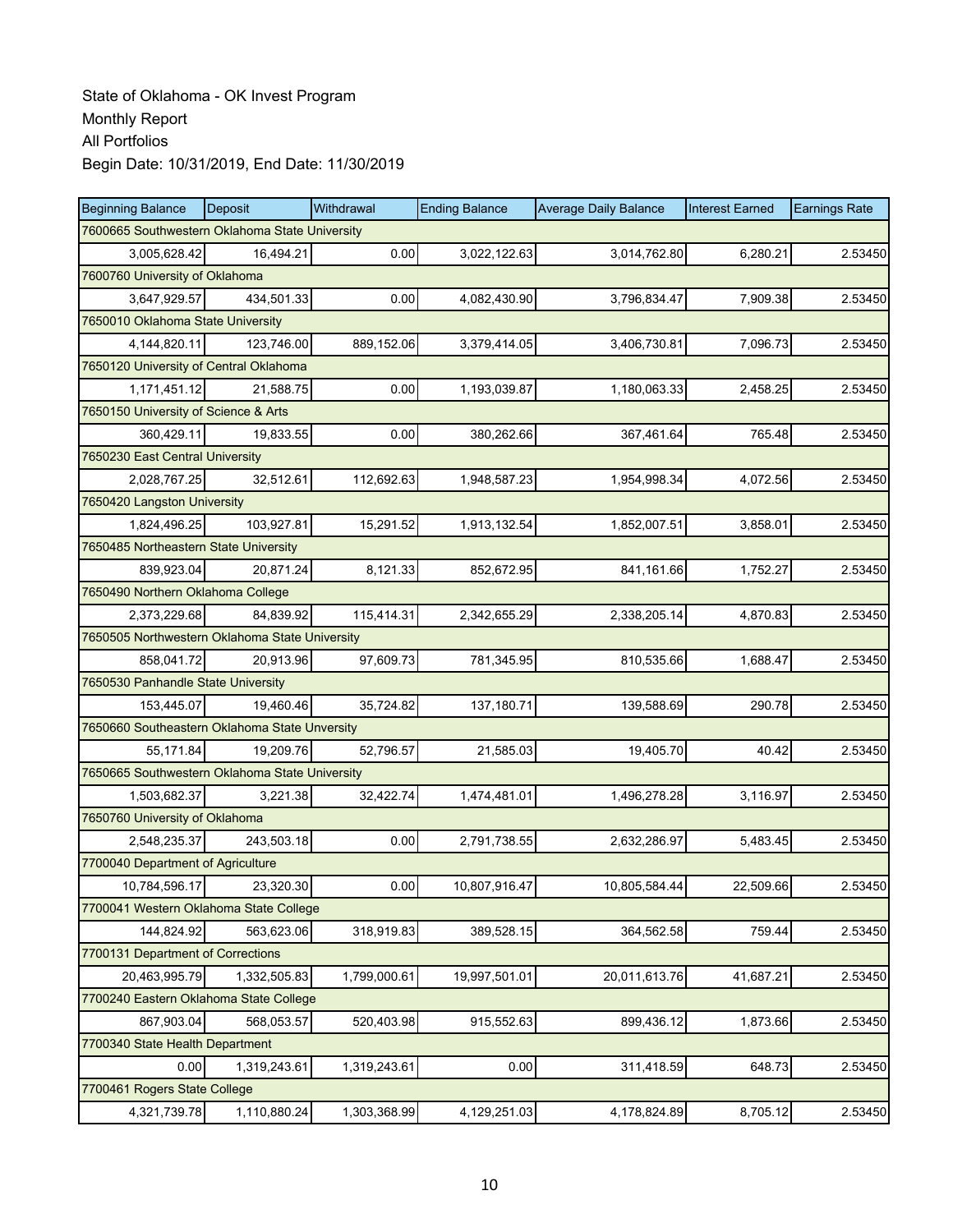State of Oklahoma - OK Invest Program
Monthly Report
All Portfolios
Begin Date: 10/31/2019, End Date: 11/30/2019

| Beginning Balance | Deposit | Withdrawal | Ending Balance | Average Daily Balance | Interest Earned | Earnings Rate |
|---|---|---|---|---|---|---|
| 7600665 Southwestern Oklahoma State University | | | | | | |
| 3,005,628.42 | 16,494.21 | 0.00 | 3,022,122.63 | 3,014,762.80 | 6,280.21 | 2.53450 |
| 7600760 University of Oklahoma | | | | | | |
| 3,647,929.57 | 434,501.33 | 0.00 | 4,082,430.90 | 3,796,834.47 | 7,909.38 | 2.53450 |
| 7650010 Oklahoma State University | | | | | | |
| 4,144,820.11 | 123,746.00 | 889,152.06 | 3,379,414.05 | 3,406,730.81 | 7,096.73 | 2.53450 |
| 7650120 University of Central Oklahoma | | | | | | |
| 1,171,451.12 | 21,588.75 | 0.00 | 1,193,039.87 | 1,180,063.33 | 2,458.25 | 2.53450 |
| 7650150 University of Science & Arts | | | | | | |
| 360,429.11 | 19,833.55 | 0.00 | 380,262.66 | 367,461.64 | 765.48 | 2.53450 |
| 7650230 East Central University | | | | | | |
| 2,028,767.25 | 32,512.61 | 112,692.63 | 1,948,587.23 | 1,954,998.34 | 4,072.56 | 2.53450 |
| 7650420 Langston University | | | | | | |
| 1,824,496.25 | 103,927.81 | 15,291.52 | 1,913,132.54 | 1,852,007.51 | 3,858.01 | 2.53450 |
| 7650485 Northeastern State University | | | | | | |
| 839,923.04 | 20,871.24 | 8,121.33 | 852,672.95 | 841,161.66 | 1,752.27 | 2.53450 |
| 7650490 Northern Oklahoma College | | | | | | |
| 2,373,229.68 | 84,839.92 | 115,414.31 | 2,342,655.29 | 2,338,205.14 | 4,870.83 | 2.53450 |
| 7650505 Northwestern Oklahoma State University | | | | | | |
| 858,041.72 | 20,913.96 | 97,609.73 | 781,345.95 | 810,535.66 | 1,688.47 | 2.53450 |
| 7650530 Panhandle State University | | | | | | |
| 153,445.07 | 19,460.46 | 35,724.82 | 137,180.71 | 139,588.69 | 290.78 | 2.53450 |
| 7650660 Southeastern Oklahoma State Unversity | | | | | | |
| 55,171.84 | 19,209.76 | 52,796.57 | 21,585.03 | 19,405.70 | 40.42 | 2.53450 |
| 7650665 Southwestern Oklahoma State University | | | | | | |
| 1,503,682.37 | 3,221.38 | 32,422.74 | 1,474,481.01 | 1,496,278.28 | 3,116.97 | 2.53450 |
| 7650760 University of Oklahoma | | | | | | |
| 2,548,235.37 | 243,503.18 | 0.00 | 2,791,738.55 | 2,632,286.97 | 5,483.45 | 2.53450 |
| 7700040 Department of Agriculture | | | | | | |
| 10,784,596.17 | 23,320.30 | 0.00 | 10,807,916.47 | 10,805,584.44 | 22,509.66 | 2.53450 |
| 7700041 Western Oklahoma State College | | | | | | |
| 144,824.92 | 563,623.06 | 318,919.83 | 389,528.15 | 364,562.58 | 759.44 | 2.53450 |
| 7700131 Department of Corrections | | | | | | |
| 20,463,995.79 | 1,332,505.83 | 1,799,000.61 | 19,997,501.01 | 20,011,613.76 | 41,687.21 | 2.53450 |
| 7700240 Eastern Oklahoma State College | | | | | | |
| 867,903.04 | 568,053.57 | 520,403.98 | 915,552.63 | 899,436.12 | 1,873.66 | 2.53450 |
| 7700340 State Health Department | | | | | | |
| 0.00 | 1,319,243.61 | 1,319,243.61 | 0.00 | 311,418.59 | 648.73 | 2.53450 |
| 7700461 Rogers State College | | | | | | |
| 4,321,739.78 | 1,110,880.24 | 1,303,368.99 | 4,129,251.03 | 4,178,824.89 | 8,705.12 | 2.53450 |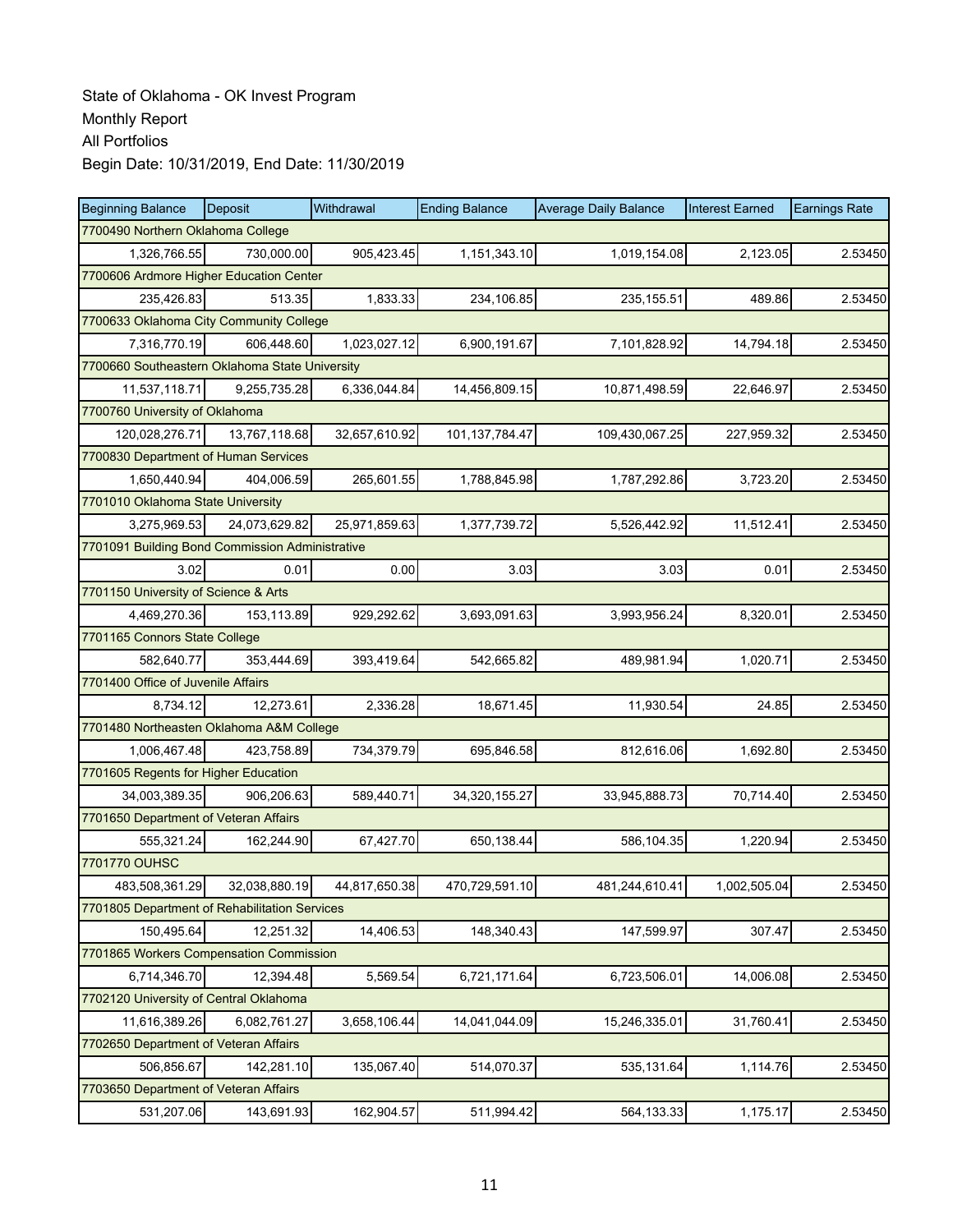State of Oklahoma - OK Invest Program
Monthly Report
All Portfolios
Begin Date: 10/31/2019, End Date: 11/30/2019

| Beginning Balance | Deposit | Withdrawal | Ending Balance | Average Daily Balance | Interest Earned | Earnings Rate |
|---|---|---|---|---|---|---|
| 7700490 Northern Oklahoma College | | | | | | |
| 1,326,766.55 | 730,000.00 | 905,423.45 | 1,151,343.10 | 1,019,154.08 | 2,123.05 | 2.53450 |
| 7700606 Ardmore Higher Education Center | | | | | | |
| 235,426.83 | 513.35 | 1,833.33 | 234,106.85 | 235,155.51 | 489.86 | 2.53450 |
| 7700633 Oklahoma City Community College | | | | | | |
| 7,316,770.19 | 606,448.60 | 1,023,027.12 | 6,900,191.67 | 7,101,828.92 | 14,794.18 | 2.53450 |
| 7700660 Southeastern Oklahoma State University | | | | | | |
| 11,537,118.71 | 9,255,735.28 | 6,336,044.84 | 14,456,809.15 | 10,871,498.59 | 22,646.97 | 2.53450 |
| 7700760 University of Oklahoma | | | | | | |
| 120,028,276.71 | 13,767,118.68 | 32,657,610.92 | 101,137,784.47 | 109,430,067.25 | 227,959.32 | 2.53450 |
| 7700830 Department of Human Services | | | | | | |
| 1,650,440.94 | 404,006.59 | 265,601.55 | 1,788,845.98 | 1,787,292.86 | 3,723.20 | 2.53450 |
| 7701010 Oklahoma State University | | | | | | |
| 3,275,969.53 | 24,073,629.82 | 25,971,859.63 | 1,377,739.72 | 5,526,442.92 | 11,512.41 | 2.53450 |
| 7701091 Building Bond Commission Administrative | | | | | | |
| 3.02 | 0.01 | 0.00 | 3.03 | 3.03 | 0.01 | 2.53450 |
| 7701150 University of Science & Arts | | | | | | |
| 4,469,270.36 | 153,113.89 | 929,292.62 | 3,693,091.63 | 3,993,956.24 | 8,320.01 | 2.53450 |
| 7701165 Connors State College | | | | | | |
| 582,640.77 | 353,444.69 | 393,419.64 | 542,665.82 | 489,981.94 | 1,020.71 | 2.53450 |
| 7701400 Office of Juvenile Affairs | | | | | | |
| 8,734.12 | 12,273.61 | 2,336.28 | 18,671.45 | 11,930.54 | 24.85 | 2.53450 |
| 7701480 Northeasten Oklahoma A&M College | | | | | | |
| 1,006,467.48 | 423,758.89 | 734,379.79 | 695,846.58 | 812,616.06 | 1,692.80 | 2.53450 |
| 7701605 Regents for Higher Education | | | | | | |
| 34,003,389.35 | 906,206.63 | 589,440.71 | 34,320,155.27 | 33,945,888.73 | 70,714.40 | 2.53450 |
| 7701650 Department of Veteran Affairs | | | | | | |
| 555,321.24 | 162,244.90 | 67,427.70 | 650,138.44 | 586,104.35 | 1,220.94 | 2.53450 |
| 7701770 OUHSC | | | | | | |
| 483,508,361.29 | 32,038,880.19 | 44,817,650.38 | 470,729,591.10 | 481,244,610.41 | 1,002,505.04 | 2.53450 |
| 7701805 Department of Rehabilitation Services | | | | | | |
| 150,495.64 | 12,251.32 | 14,406.53 | 148,340.43 | 147,599.97 | 307.47 | 2.53450 |
| 7701865 Workers Compensation Commission | | | | | | |
| 6,714,346.70 | 12,394.48 | 5,569.54 | 6,721,171.64 | 6,723,506.01 | 14,006.08 | 2.53450 |
| 7702120 University of Central Oklahoma | | | | | | |
| 11,616,389.26 | 6,082,761.27 | 3,658,106.44 | 14,041,044.09 | 15,246,335.01 | 31,760.41 | 2.53450 |
| 7702650 Department of Veteran Affairs | | | | | | |
| 506,856.67 | 142,281.10 | 135,067.40 | 514,070.37 | 535,131.64 | 1,114.76 | 2.53450 |
| 7703650 Department of Veteran Affairs | | | | | | |
| 531,207.06 | 143,691.93 | 162,904.57 | 511,994.42 | 564,133.33 | 1,175.17 | 2.53450 |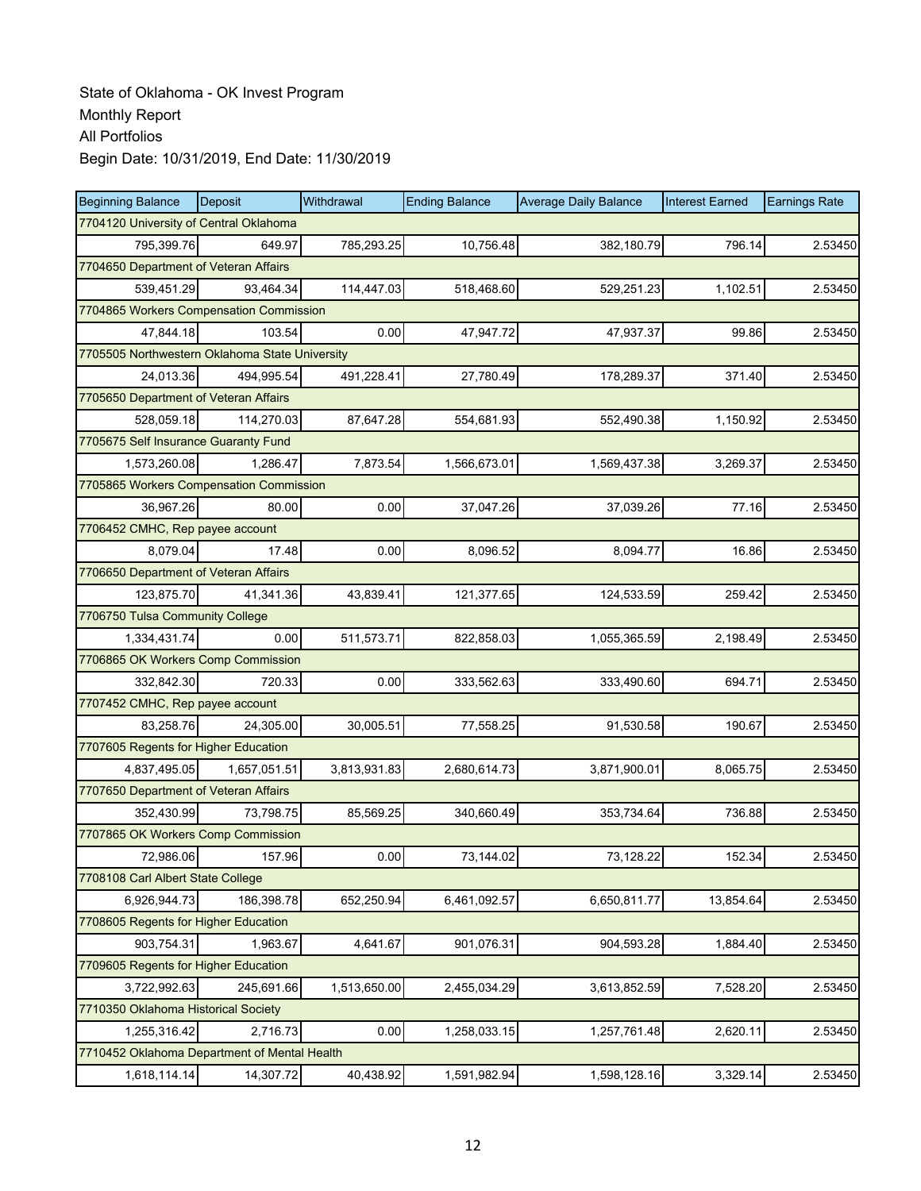State of Oklahoma - OK Invest Program
Monthly Report
All Portfolios
Begin Date: 10/31/2019, End Date: 11/30/2019

| Beginning Balance | Deposit | Withdrawal | Ending Balance | Average Daily Balance | Interest Earned | Earnings Rate |
|---|---|---|---|---|---|---|
| 7704120 University of Central Oklahoma | | | | | | |
| 795,399.76 | 649.97 | 785,293.25 | 10,756.48 | 382,180.79 | 796.14 | 2.53450 |
| 7704650 Department of Veteran Affairs | | | | | | |
| 539,451.29 | 93,464.34 | 114,447.03 | 518,468.60 | 529,251.23 | 1,102.51 | 2.53450 |
| 7704865 Workers Compensation Commission | | | | | | |
| 47,844.18 | 103.54 | 0.00 | 47,947.72 | 47,937.37 | 99.86 | 2.53450 |
| 7705505 Northwestern Oklahoma State University | | | | | | |
| 24,013.36 | 494,995.54 | 491,228.41 | 27,780.49 | 178,289.37 | 371.40 | 2.53450 |
| 7705650 Department of Veteran Affairs | | | | | | |
| 528,059.18 | 114,270.03 | 87,647.28 | 554,681.93 | 552,490.38 | 1,150.92 | 2.53450 |
| 7705675 Self Insurance Guaranty Fund | | | | | | |
| 1,573,260.08 | 1,286.47 | 7,873.54 | 1,566,673.01 | 1,569,437.38 | 3,269.37 | 2.53450 |
| 7705865 Workers Compensation Commission | | | | | | |
| 36,967.26 | 80.00 | 0.00 | 37,047.26 | 37,039.26 | 77.16 | 2.53450 |
| 7706452 CMHC, Rep payee account | | | | | | |
| 8,079.04 | 17.48 | 0.00 | 8,096.52 | 8,094.77 | 16.86 | 2.53450 |
| 7706650 Department of Veteran Affairs | | | | | | |
| 123,875.70 | 41,341.36 | 43,839.41 | 121,377.65 | 124,533.59 | 259.42 | 2.53450 |
| 7706750 Tulsa Community College | | | | | | |
| 1,334,431.74 | 0.00 | 511,573.71 | 822,858.03 | 1,055,365.59 | 2,198.49 | 2.53450 |
| 7706865 OK Workers Comp Commission | | | | | | |
| 332,842.30 | 720.33 | 0.00 | 333,562.63 | 333,490.60 | 694.71 | 2.53450 |
| 7707452 CMHC, Rep payee account | | | | | | |
| 83,258.76 | 24,305.00 | 30,005.51 | 77,558.25 | 91,530.58 | 190.67 | 2.53450 |
| 7707605 Regents for Higher Education | | | | | | |
| 4,837,495.05 | 1,657,051.51 | 3,813,931.83 | 2,680,614.73 | 3,871,900.01 | 8,065.75 | 2.53450 |
| 7707650 Department of Veteran Affairs | | | | | | |
| 352,430.99 | 73,798.75 | 85,569.25 | 340,660.49 | 353,734.64 | 736.88 | 2.53450 |
| 7707865 OK Workers Comp Commission | | | | | | |
| 72,986.06 | 157.96 | 0.00 | 73,144.02 | 73,128.22 | 152.34 | 2.53450 |
| 7708108 Carl Albert State College | | | | | | |
| 6,926,944.73 | 186,398.78 | 652,250.94 | 6,461,092.57 | 6,650,811.77 | 13,854.64 | 2.53450 |
| 7708605 Regents for Higher Education | | | | | | |
| 903,754.31 | 1,963.67 | 4,641.67 | 901,076.31 | 904,593.28 | 1,884.40 | 2.53450 |
| 7709605 Regents for Higher Education | | | | | | |
| 3,722,992.63 | 245,691.66 | 1,513,650.00 | 2,455,034.29 | 3,613,852.59 | 7,528.20 | 2.53450 |
| 7710350 Oklahoma Historical Society | | | | | | |
| 1,255,316.42 | 2,716.73 | 0.00 | 1,258,033.15 | 1,257,761.48 | 2,620.11 | 2.53450 |
| 7710452 Oklahoma Department of Mental Health | | | | | | |
| 1,618,114.14 | 14,307.72 | 40,438.92 | 1,591,982.94 | 1,598,128.16 | 3,329.14 | 2.53450 |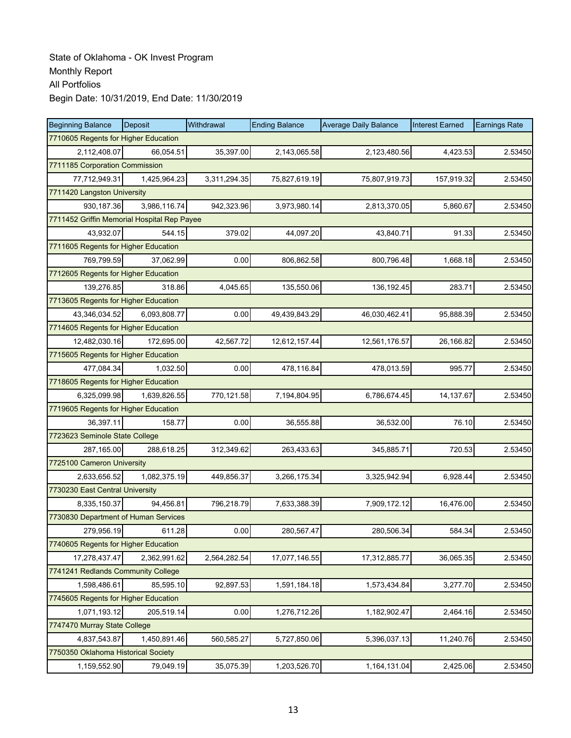State of Oklahoma - OK Invest Program
Monthly Report
All Portfolios
Begin Date: 10/31/2019, End Date: 11/30/2019

| Beginning Balance | Deposit | Withdrawal | Ending Balance | Average Daily Balance | Interest Earned | Earnings Rate |
|---|---|---|---|---|---|---|
| 7710605 Regents for Higher Education | | | | | | |
| 2,112,408.07 | 66,054.51 | 35,397.00 | 2,143,065.58 | 2,123,480.56 | 4,423.53 | 2.53450 |
| 7711185 Corporation Commission | | | | | | |
| 77,712,949.31 | 1,425,964.23 | 3,311,294.35 | 75,827,619.19 | 75,807,919.73 | 157,919.32 | 2.53450 |
| 7711420 Langston University | | | | | | |
| 930,187.36 | 3,986,116.74 | 942,323.96 | 3,973,980.14 | 2,813,370.05 | 5,860.67 | 2.53450 |
| 7711452 Griffin Memorial Hospital Rep Payee | | | | | | |
| 43,932.07 | 544.15 | 379.02 | 44,097.20 | 43,840.71 | 91.33 | 2.53450 |
| 7711605 Regents for Higher Education | | | | | | |
| 769,799.59 | 37,062.99 | 0.00 | 806,862.58 | 800,796.48 | 1,668.18 | 2.53450 |
| 7712605 Regents for Higher Education | | | | | | |
| 139,276.85 | 318.86 | 4,045.65 | 135,550.06 | 136,192.45 | 283.71 | 2.53450 |
| 7713605 Regents for Higher Education | | | | | | |
| 43,346,034.52 | 6,093,808.77 | 0.00 | 49,439,843.29 | 46,030,462.41 | 95,888.39 | 2.53450 |
| 7714605 Regents for Higher Education | | | | | | |
| 12,482,030.16 | 172,695.00 | 42,567.72 | 12,612,157.44 | 12,561,176.57 | 26,166.82 | 2.53450 |
| 7715605 Regents for Higher Education | | | | | | |
| 477,084.34 | 1,032.50 | 0.00 | 478,116.84 | 478,013.59 | 995.77 | 2.53450 |
| 7718605 Regents for Higher Education | | | | | | |
| 6,325,099.98 | 1,639,826.55 | 770,121.58 | 7,194,804.95 | 6,786,674.45 | 14,137.67 | 2.53450 |
| 7719605 Regents for Higher Education | | | | | | |
| 36,397.11 | 158.77 | 0.00 | 36,555.88 | 36,532.00 | 76.10 | 2.53450 |
| 7723623 Seminole State College | | | | | | |
| 287,165.00 | 288,618.25 | 312,349.62 | 263,433.63 | 345,885.71 | 720.53 | 2.53450 |
| 7725100 Cameron University | | | | | | |
| 2,633,656.52 | 1,082,375.19 | 449,856.37 | 3,266,175.34 | 3,325,942.94 | 6,928.44 | 2.53450 |
| 7730230 East Central University | | | | | | |
| 8,335,150.37 | 94,456.81 | 796,218.79 | 7,633,388.39 | 7,909,172.12 | 16,476.00 | 2.53450 |
| 7730830 Department of Human Services | | | | | | |
| 279,956.19 | 611.28 | 0.00 | 280,567.47 | 280,506.34 | 584.34 | 2.53450 |
| 7740605 Regents for Higher Education | | | | | | |
| 17,278,437.47 | 2,362,991.62 | 2,564,282.54 | 17,077,146.55 | 17,312,885.77 | 36,065.35 | 2.53450 |
| 7741241 Redlands Community College | | | | | | |
| 1,598,486.61 | 85,595.10 | 92,897.53 | 1,591,184.18 | 1,573,434.84 | 3,277.70 | 2.53450 |
| 7745605 Regents for Higher Education | | | | | | |
| 1,071,193.12 | 205,519.14 | 0.00 | 1,276,712.26 | 1,182,902.47 | 2,464.16 | 2.53450 |
| 7747470 Murray State College | | | | | | |
| 4,837,543.87 | 1,450,891.46 | 560,585.27 | 5,727,850.06 | 5,396,037.13 | 11,240.76 | 2.53450 |
| 7750350 Oklahoma Historical Society | | | | | | |
| 1,159,552.90 | 79,049.19 | 35,075.39 | 1,203,526.70 | 1,164,131.04 | 2,425.06 | 2.53450 |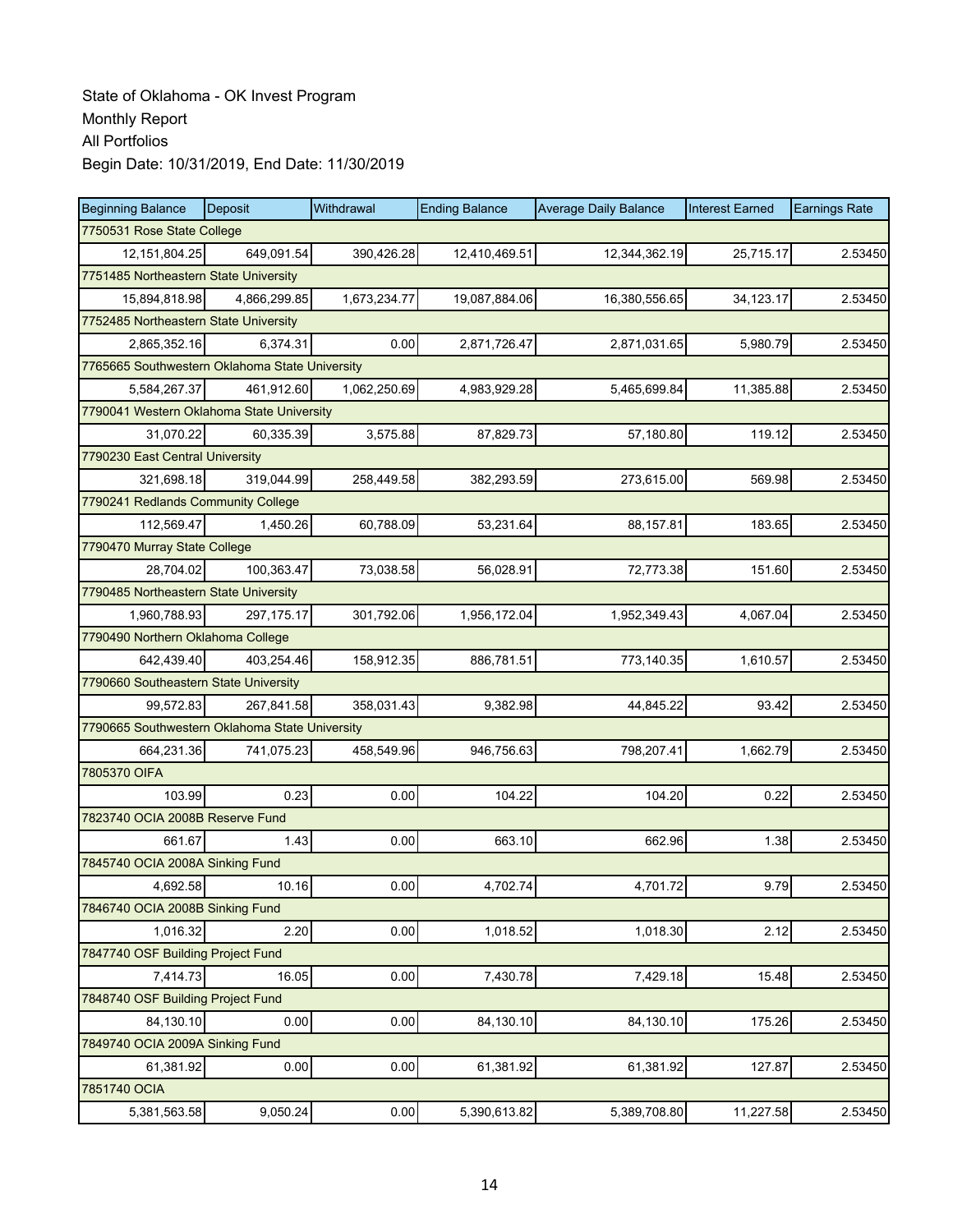State of Oklahoma - OK Invest Program
Monthly Report
All Portfolios
Begin Date: 10/31/2019, End Date: 11/30/2019

| Beginning Balance | Deposit | Withdrawal | Ending Balance | Average Daily Balance | Interest Earned | Earnings Rate |
|---|---|---|---|---|---|---|
| 7750531 Rose State College | | | | | | |
| 12,151,804.25 | 649,091.54 | 390,426.28 | 12,410,469.51 | 12,344,362.19 | 25,715.17 | 2.53450 |
| 7751485 Northeastern State University | | | | | | |
| 15,894,818.98 | 4,866,299.85 | 1,673,234.77 | 19,087,884.06 | 16,380,556.65 | 34,123.17 | 2.53450 |
| 7752485 Northeastern State University | | | | | | |
| 2,865,352.16 | 6,374.31 | 0.00 | 2,871,726.47 | 2,871,031.65 | 5,980.79 | 2.53450 |
| 7765665 Southwestern Oklahoma State University | | | | | | |
| 5,584,267.37 | 461,912.60 | 1,062,250.69 | 4,983,929.28 | 5,465,699.84 | 11,385.88 | 2.53450 |
| 7790041 Western Oklahoma State University | | | | | | |
| 31,070.22 | 60,335.39 | 3,575.88 | 87,829.73 | 57,180.80 | 119.12 | 2.53450 |
| 7790230 East Central University | | | | | | |
| 321,698.18 | 319,044.99 | 258,449.58 | 382,293.59 | 273,615.00 | 569.98 | 2.53450 |
| 7790241 Redlands Community College | | | | | | |
| 112,569.47 | 1,450.26 | 60,788.09 | 53,231.64 | 88,157.81 | 183.65 | 2.53450 |
| 7790470 Murray State College | | | | | | |
| 28,704.02 | 100,363.47 | 73,038.58 | 56,028.91 | 72,773.38 | 151.60 | 2.53450 |
| 7790485 Northeastern State University | | | | | | |
| 1,960,788.93 | 297,175.17 | 301,792.06 | 1,956,172.04 | 1,952,349.43 | 4,067.04 | 2.53450 |
| 7790490 Northern Oklahoma College | | | | | | |
| 642,439.40 | 403,254.46 | 158,912.35 | 886,781.51 | 773,140.35 | 1,610.57 | 2.53450 |
| 7790660 Southeastern State University | | | | | | |
| 99,572.83 | 267,841.58 | 358,031.43 | 9,382.98 | 44,845.22 | 93.42 | 2.53450 |
| 7790665 Southwestern Oklahoma State University | | | | | | |
| 664,231.36 | 741,075.23 | 458,549.96 | 946,756.63 | 798,207.41 | 1,662.79 | 2.53450 |
| 7805370 OIFA | | | | | | |
| 103.99 | 0.23 | 0.00 | 104.22 | 104.20 | 0.22 | 2.53450 |
| 7823740 OCIA 2008B Reserve Fund | | | | | | |
| 661.67 | 1.43 | 0.00 | 663.10 | 662.96 | 1.38 | 2.53450 |
| 7845740 OCIA 2008A Sinking Fund | | | | | | |
| 4,692.58 | 10.16 | 0.00 | 4,702.74 | 4,701.72 | 9.79 | 2.53450 |
| 7846740 OCIA 2008B Sinking Fund | | | | | | |
| 1,016.32 | 2.20 | 0.00 | 1,018.52 | 1,018.30 | 2.12 | 2.53450 |
| 7847740 OSF Building Project Fund | | | | | | |
| 7,414.73 | 16.05 | 0.00 | 7,430.78 | 7,429.18 | 15.48 | 2.53450 |
| 7848740 OSF Building Project Fund | | | | | | |
| 84,130.10 | 0.00 | 0.00 | 84,130.10 | 84,130.10 | 175.26 | 2.53450 |
| 7849740 OCIA 2009A Sinking Fund | | | | | | |
| 61,381.92 | 0.00 | 0.00 | 61,381.92 | 61,381.92 | 127.87 | 2.53450 |
| 7851740 OCIA | | | | | | |
| 5,381,563.58 | 9,050.24 | 0.00 | 5,390,613.82 | 5,389,708.80 | 11,227.58 | 2.53450 |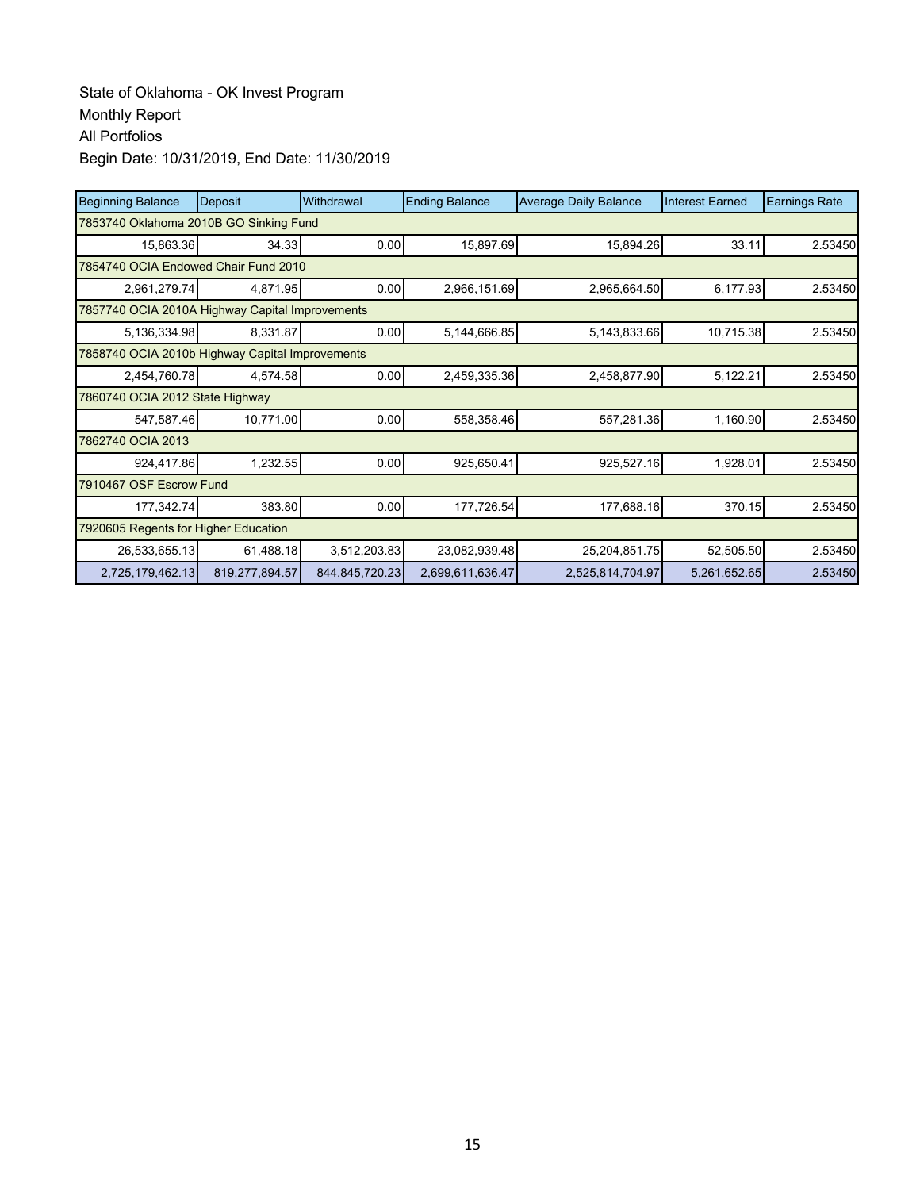State of Oklahoma - OK Invest Program
Monthly Report
All Portfolios
Begin Date: 10/31/2019, End Date: 11/30/2019

| Beginning Balance | Deposit | Withdrawal | Ending Balance | Average Daily Balance | Interest Earned | Earnings Rate |
|---|---|---|---|---|---|---|
| 7853740 Oklahoma 2010B GO Sinking Fund | | | | | | |
| 15,863.36 | 34.33 | 0.00 | 15,897.69 | 15,894.26 | 33.11 | 2.53450 |
| 7854740 OCIA Endowed Chair Fund 2010 | | | | | | |
| 2,961,279.74 | 4,871.95 | 0.00 | 2,966,151.69 | 2,965,664.50 | 6,177.93 | 2.53450 |
| 7857740 OCIA 2010A Highway Capital Improvements | | | | | | |
| 5,136,334.98 | 8,331.87 | 0.00 | 5,144,666.85 | 5,143,833.66 | 10,715.38 | 2.53450 |
| 7858740 OCIA 2010b Highway Capital Improvements | | | | | | |
| 2,454,760.78 | 4,574.58 | 0.00 | 2,459,335.36 | 2,458,877.90 | 5,122.21 | 2.53450 |
| 7860740 OCIA 2012 State Highway | | | | | | |
| 547,587.46 | 10,771.00 | 0.00 | 558,358.46 | 557,281.36 | 1,160.90 | 2.53450 |
| 7862740 OCIA 2013 | | | | | | |
| 924,417.86 | 1,232.55 | 0.00 | 925,650.41 | 925,527.16 | 1,928.01 | 2.53450 |
| 7910467 OSF Escrow Fund | | | | | | |
| 177,342.74 | 383.80 | 0.00 | 177,726.54 | 177,688.16 | 370.15 | 2.53450 |
| 7920605 Regents for Higher Education | | | | | | |
| 26,533,655.13 | 61,488.18 | 3,512,203.83 | 23,082,939.48 | 25,204,851.75 | 52,505.50 | 2.53450 |
| 2,725,179,462.13 | 819,277,894.57 | 844,845,720.23 | 2,699,611,636.47 | 2,525,814,704.97 | 5,261,652.65 | 2.53450 |